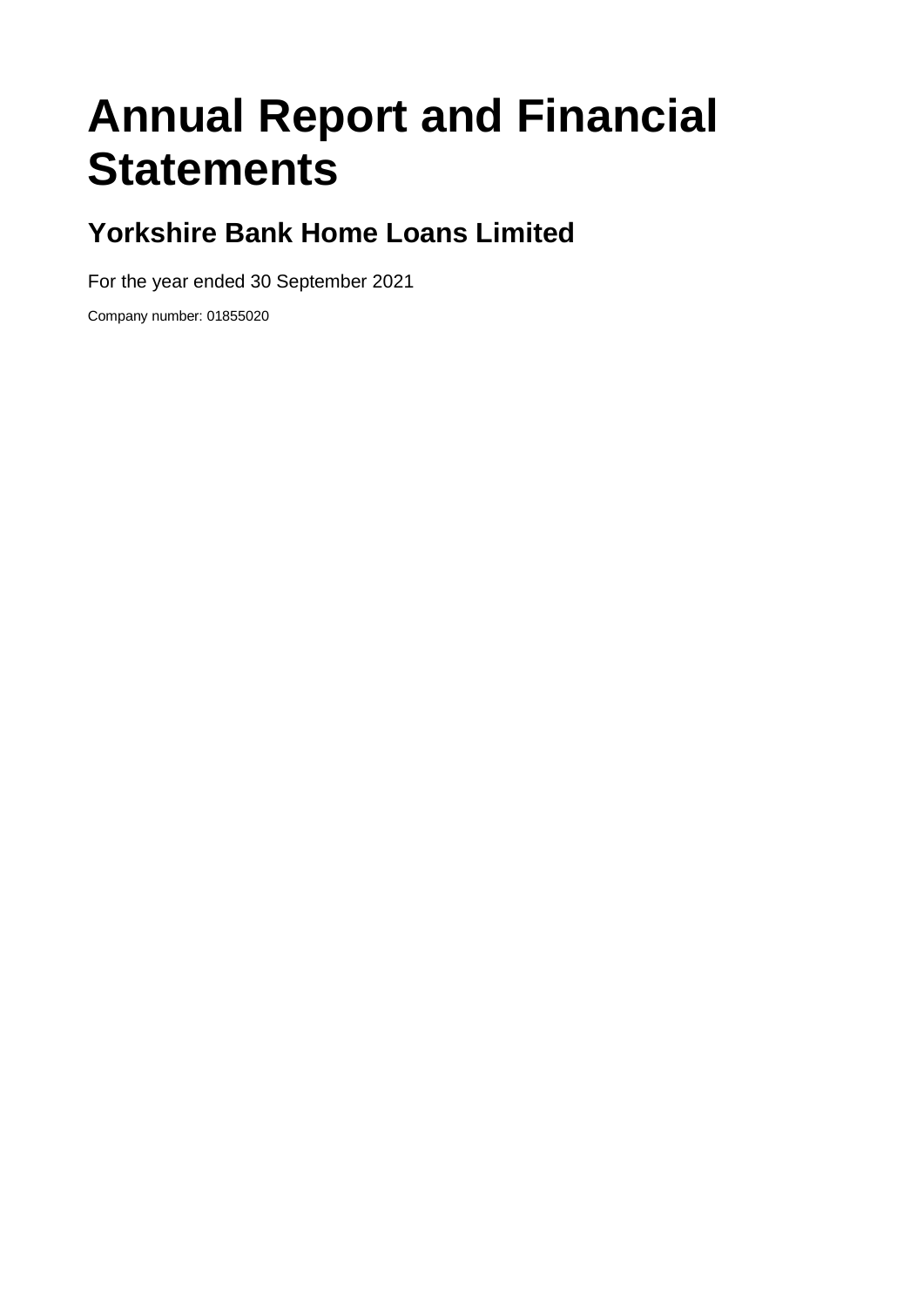# Annual Report and Financial Statements

## Yorkshire Bank Home Loans Limited

For the year ended 30 September 2021

Company number: 01855020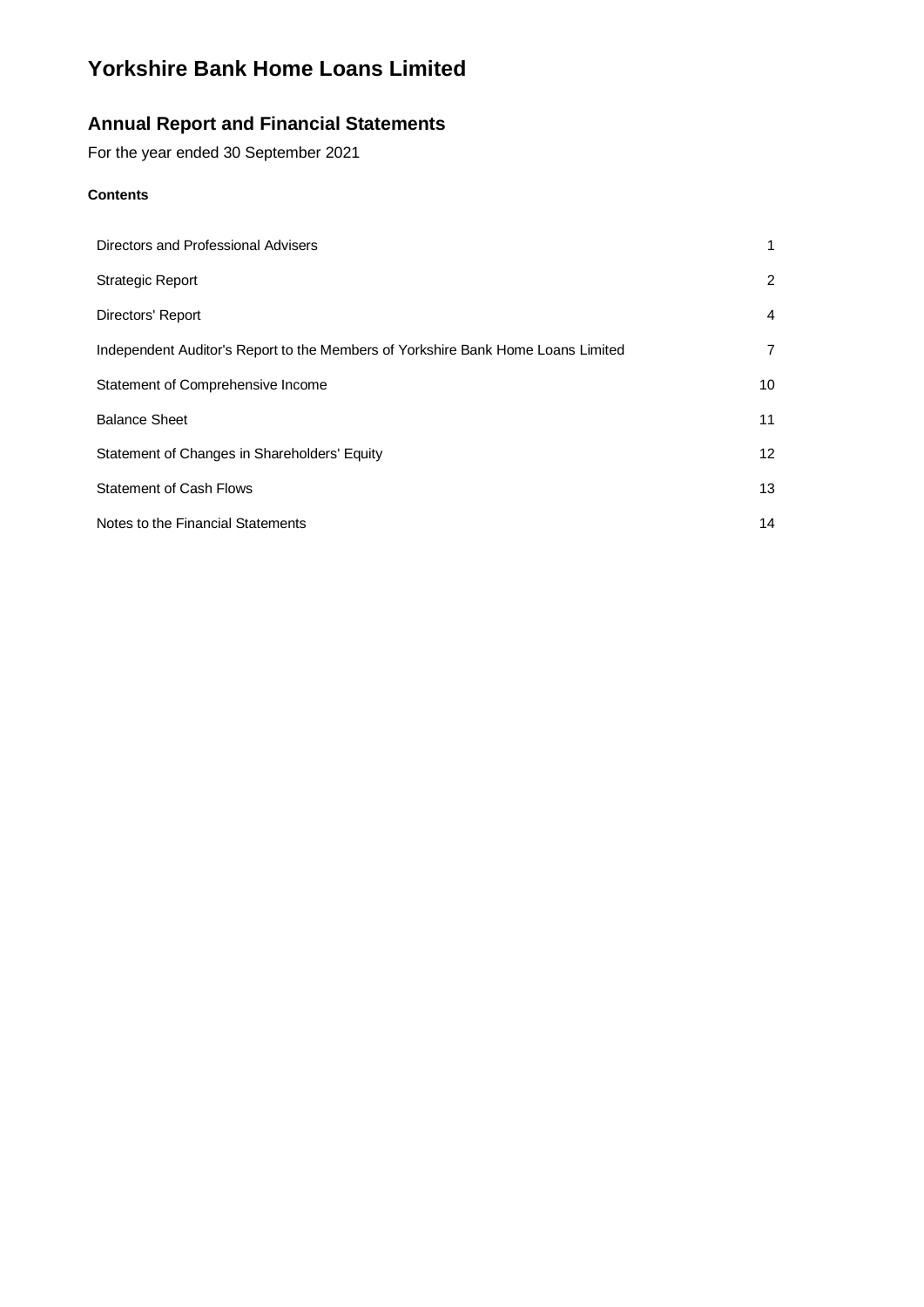# Yorkshire Bank Home Loans Limited

## Annual Report and Financial Statements

For the year ended 30 September 2021

**Contents**

| | |
|---|---|
| Directors and Professional Advisers | 1 |
| Strategic Report | 2 |
| Directors' Report | 4 |
| Independent Auditor's Report to the Members of Yorkshire Bank Home Loans Limited | 7 |
| Statement of Comprehensive Income | 10 |
| Balance Sheet | 11 |
| Statement of Changes in Shareholders' Equity | 12 |
| Statement of Cash Flows | 13 |
| Notes to the Financial Statements | 14 |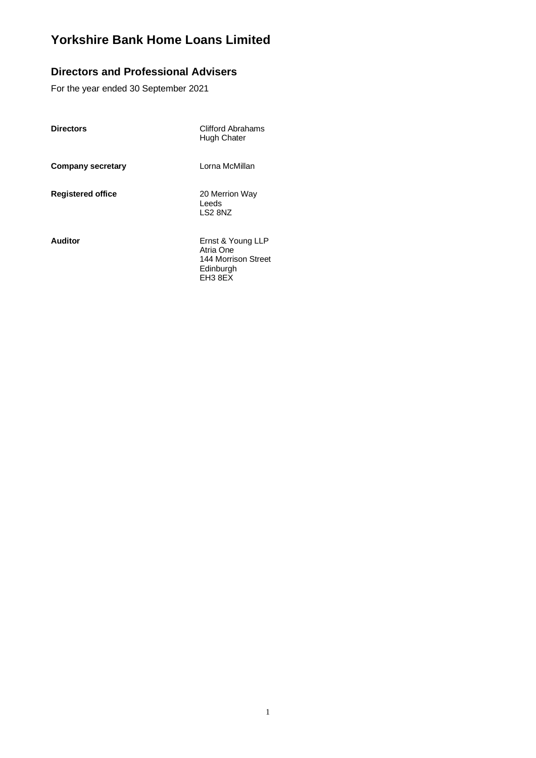# Yorkshire Bank Home Loans Limited

## Directors and Professional Advisers

For the year ended 30 September 2021

| | |
|---|---|
| **Directors** | Clifford Abrahams<br>Hugh Chater |
| **Company secretary** | Lorna McMillan |
| **Registered office** | 20 Merrion Way<br>Leeds<br>LS2 8NZ |
| **Auditor** | Ernst & Young LLP<br>Atria One<br>144 Morrison Street<br>Edinburgh<br>EH3 8EX |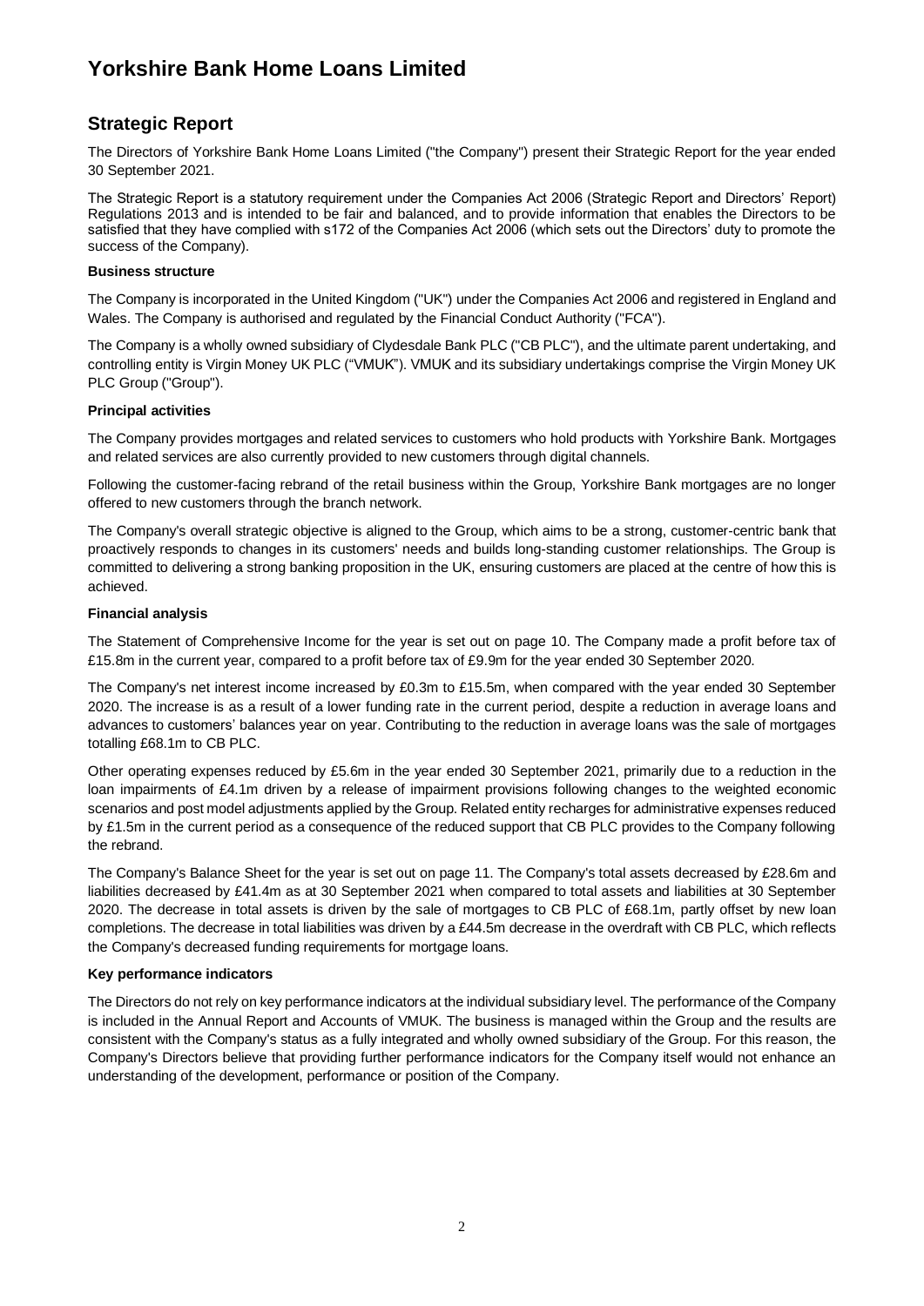# Yorkshire Bank Home Loans Limited

## Strategic Report

The Directors of Yorkshire Bank Home Loans Limited ("the Company") present their Strategic Report for the year ended 30 September 2021.

The Strategic Report is a statutory requirement under the Companies Act 2006 (Strategic Report and Directors' Report) Regulations 2013 and is intended to be fair and balanced, and to provide information that enables the Directors to be satisfied that they have complied with s172 of the Companies Act 2006 (which sets out the Directors' duty to promote the success of the Company).

**Business structure**

The Company is incorporated in the United Kingdom ("UK") under the Companies Act 2006 and registered in England and Wales. The Company is authorised and regulated by the Financial Conduct Authority ("FCA").

The Company is a wholly owned subsidiary of Clydesdale Bank PLC ("CB PLC"), and the ultimate parent undertaking, and controlling entity is Virgin Money UK PLC ("VMUK"). VMUK and its subsidiary undertakings comprise the Virgin Money UK PLC Group ("Group").

**Principal activities**

The Company provides mortgages and related services to customers who hold products with Yorkshire Bank. Mortgages and related services are also currently provided to new customers through digital channels.

Following the customer-facing rebrand of the retail business within the Group, Yorkshire Bank mortgages are no longer offered to new customers through the branch network.

The Company's overall strategic objective is aligned to the Group, which aims to be a strong, customer-centric bank that proactively responds to changes in its customers' needs and builds long-standing customer relationships. The Group is committed to delivering a strong banking proposition in the UK, ensuring customers are placed at the centre of how this is achieved.

**Financial analysis**

The Statement of Comprehensive Income for the year is set out on page 10. The Company made a profit before tax of £15.8m in the current year, compared to a profit before tax of £9.9m for the year ended 30 September 2020.

The Company's net interest income increased by £0.3m to £15.5m, when compared with the year ended 30 September 2020. The increase is as a result of a lower funding rate in the current period, despite a reduction in average loans and advances to customers' balances year on year. Contributing to the reduction in average loans was the sale of mortgages totalling £68.1m to CB PLC.

Other operating expenses reduced by £5.6m in the year ended 30 September 2021, primarily due to a reduction in the loan impairments of £4.1m driven by a release of impairment provisions following changes to the weighted economic scenarios and post model adjustments applied by the Group. Related entity recharges for administrative expenses reduced by £1.5m in the current period as a consequence of the reduced support that CB PLC provides to the Company following the rebrand.

The Company's Balance Sheet for the year is set out on page 11. The Company's total assets decreased by £28.6m and liabilities decreased by £41.4m as at 30 September 2021 when compared to total assets and liabilities at 30 September 2020. The decrease in total assets is driven by the sale of mortgages to CB PLC of £68.1m, partly offset by new loan completions. The decrease in total liabilities was driven by a £44.5m decrease in the overdraft with CB PLC, which reflects the Company's decreased funding requirements for mortgage loans.

**Key performance indicators**

The Directors do not rely on key performance indicators at the individual subsidiary level. The performance of the Company is included in the Annual Report and Accounts of VMUK. The business is managed within the Group and the results are consistent with the Company's status as a fully integrated and wholly owned subsidiary of the Group. For this reason, the Company's Directors believe that providing further performance indicators for the Company itself would not enhance an understanding of the development, performance or position of the Company.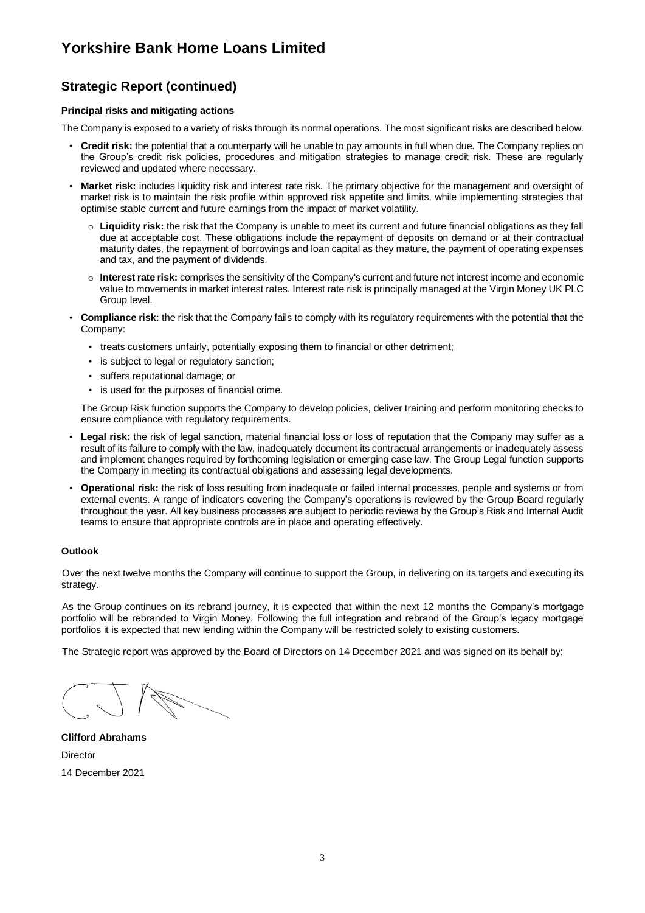# Yorkshire Bank Home Loans Limited

## Strategic Report (continued)

**Principal risks and mitigating actions**

The Company is exposed to a variety of risks through its normal operations. The most significant risks are described below.

- **Credit risk:** the potential that a counterparty will be unable to pay amounts in full when due. The Company replies on the Group's credit risk policies, procedures and mitigation strategies to manage credit risk. These are regularly reviewed and updated where necessary.
- **Market risk:** includes liquidity risk and interest rate risk. The primary objective for the management and oversight of market risk is to maintain the risk profile within approved risk appetite and limits, while implementing strategies that optimise stable current and future earnings from the impact of market volatility.
  - **Liquidity risk:** the risk that the Company is unable to meet its current and future financial obligations as they fall due at acceptable cost. These obligations include the repayment of deposits on demand or at their contractual maturity dates, the repayment of borrowings and loan capital as they mature, the payment of operating expenses and tax, and the payment of dividends.
  - **Interest rate risk:** comprises the sensitivity of the Company's current and future net interest income and economic value to movements in market interest rates. Interest rate risk is principally managed at the Virgin Money UK PLC Group level.
- **Compliance risk:** the risk that the Company fails to comply with its regulatory requirements with the potential that the Company:
  - treats customers unfairly, potentially exposing them to financial or other detriment;
  - is subject to legal or regulatory sanction;
  - suffers reputational damage; or
  - is used for the purposes of financial crime.

  The Group Risk function supports the Company to develop policies, deliver training and perform monitoring checks to ensure compliance with regulatory requirements.
- **Legal risk:** the risk of legal sanction, material financial loss or loss of reputation that the Company may suffer as a result of its failure to comply with the law, inadequately document its contractual arrangements or inadequately assess and implement changes required by forthcoming legislation or emerging case law. The Group Legal function supports the Company in meeting its contractual obligations and assessing legal developments.
- **Operational risk:** the risk of loss resulting from inadequate or failed internal processes, people and systems or from external events. A range of indicators covering the Company's operations is reviewed by the Group Board regularly throughout the year. All key business processes are subject to periodic reviews by the Group's Risk and Internal Audit teams to ensure that appropriate controls are in place and operating effectively.

**Outlook**

Over the next twelve months the Company will continue to support the Group, in delivering on its targets and executing its strategy.

As the Group continues on its rebrand journey, it is expected that within the next 12 months the Company's mortgage portfolio will be rebranded to Virgin Money. Following the full integration and rebrand of the Group's legacy mortgage portfolios it is expected that new lending within the Company will be restricted solely to existing customers.

The Strategic report was approved by the Board of Directors on 14 December 2021 and was signed on its behalf by:

**Clifford Abrahams**
Director
14 December 2021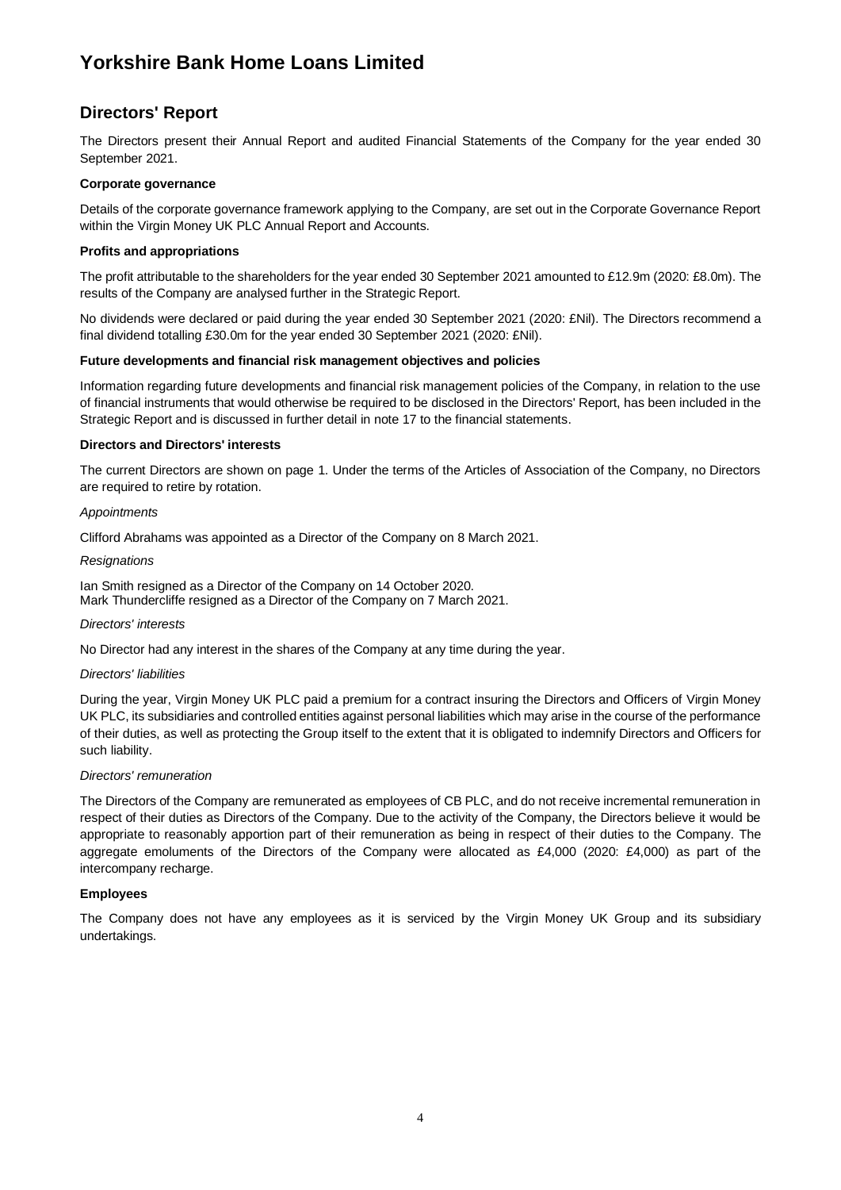# Yorkshire Bank Home Loans Limited

## Directors' Report

The Directors present their Annual Report and audited Financial Statements of the Company for the year ended 30 September 2021.

**Corporate governance**

Details of the corporate governance framework applying to the Company, are set out in the Corporate Governance Report within the Virgin Money UK PLC Annual Report and Accounts.

**Profits and appropriations**

The profit attributable to the shareholders for the year ended 30 September 2021 amounted to £12.9m (2020: £8.0m). The results of the Company are analysed further in the Strategic Report.

No dividends were declared or paid during the year ended 30 September 2021 (2020: £Nil). The Directors recommend a final dividend totalling £30.0m for the year ended 30 September 2021 (2020: £Nil).

**Future developments and financial risk management objectives and policies**

Information regarding future developments and financial risk management policies of the Company, in relation to the use of financial instruments that would otherwise be required to be disclosed in the Directors' Report, has been included in the Strategic Report and is discussed in further detail in note 17 to the financial statements.

**Directors and Directors' interests**

The current Directors are shown on page 1. Under the terms of the Articles of Association of the Company, no Directors are required to retire by rotation.

*Appointments*

Clifford Abrahams was appointed as a Director of the Company on 8 March 2021.

*Resignations*

Ian Smith resigned as a Director of the Company on 14 October 2020.
Mark Thundercliffe resigned as a Director of the Company on 7 March 2021.

*Directors' interests*

No Director had any interest in the shares of the Company at any time during the year.

*Directors' liabilities*

During the year, Virgin Money UK PLC paid a premium for a contract insuring the Directors and Officers of Virgin Money UK PLC, its subsidiaries and controlled entities against personal liabilities which may arise in the course of the performance of their duties, as well as protecting the Group itself to the extent that it is obligated to indemnify Directors and Officers for such liability.

*Directors' remuneration*

The Directors of the Company are remunerated as employees of CB PLC, and do not receive incremental remuneration in respect of their duties as Directors of the Company. Due to the activity of the Company, the Directors believe it would be appropriate to reasonably apportion part of their remuneration as being in respect of their duties to the Company. The aggregate emoluments of the Directors of the Company were allocated as £4,000 (2020: £4,000) as part of the intercompany recharge.

**Employees**

The Company does not have any employees as it is serviced by the Virgin Money UK Group and its subsidiary undertakings.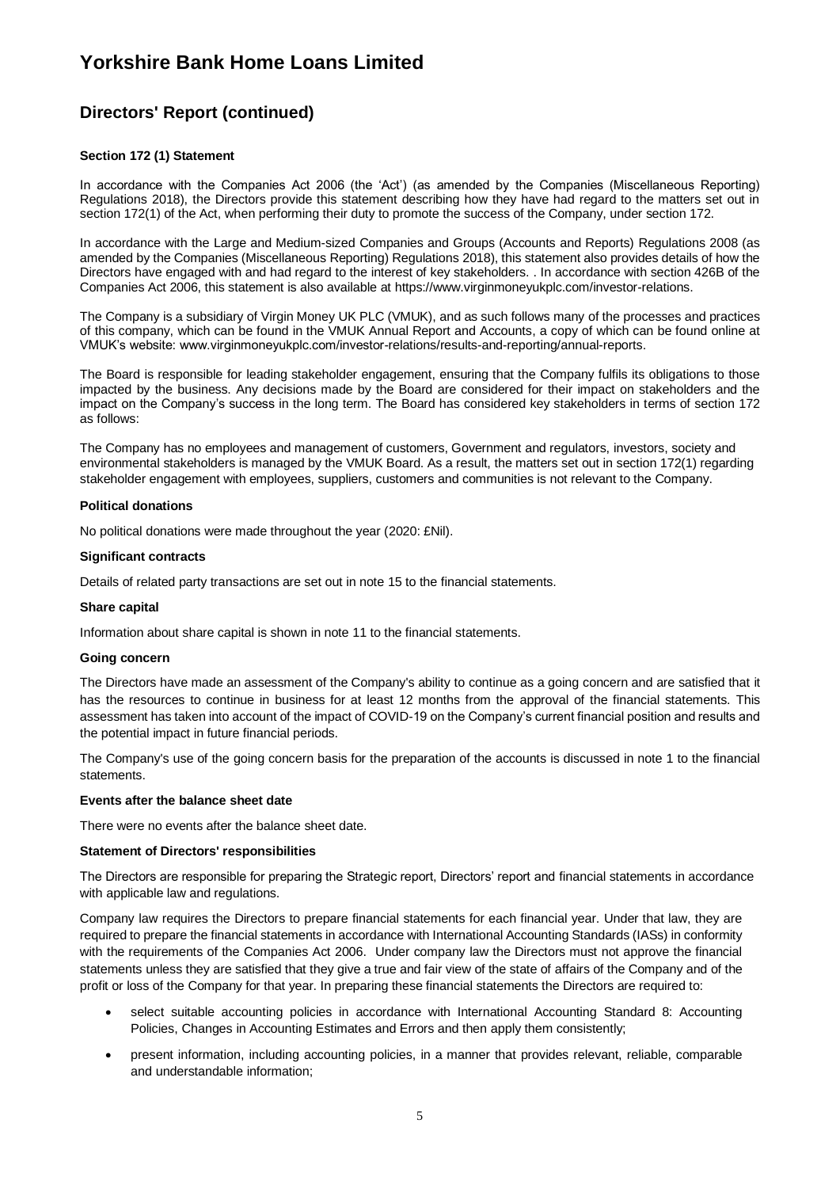# Yorkshire Bank Home Loans Limited

## Directors' Report (continued)

**Section 172 (1) Statement**

In accordance with the Companies Act 2006 (the 'Act') (as amended by the Companies (Miscellaneous Reporting) Regulations 2018), the Directors provide this statement describing how they have had regard to the matters set out in section 172(1) of the Act, when performing their duty to promote the success of the Company, under section 172.

In accordance with the Large and Medium-sized Companies and Groups (Accounts and Reports) Regulations 2008 (as amended by the Companies (Miscellaneous Reporting) Regulations 2018), this statement also provides details of how the Directors have engaged with and had regard to the interest of key stakeholders. . In accordance with section 426B of the Companies Act 2006, this statement is also available at https://www.virginmoneyukplc.com/investor-relations.

The Company is a subsidiary of Virgin Money UK PLC (VMUK), and as such follows many of the processes and practices of this company, which can be found in the VMUK Annual Report and Accounts, a copy of which can be found online at VMUK's website: www.virginmoneyukplc.com/investor-relations/results-and-reporting/annual-reports.

The Board is responsible for leading stakeholder engagement, ensuring that the Company fulfils its obligations to those impacted by the business. Any decisions made by the Board are considered for their impact on stakeholders and the impact on the Company's success in the long term. The Board has considered key stakeholders in terms of section 172 as follows:

The Company has no employees and management of customers, Government and regulators, investors, society and environmental stakeholders is managed by the VMUK Board. As a result, the matters set out in section 172(1) regarding stakeholder engagement with employees, suppliers, customers and communities is not relevant to the Company.

**Political donations**

No political donations were made throughout the year (2020: £Nil).

**Significant contracts**

Details of related party transactions are set out in note 15 to the financial statements.

**Share capital**

Information about share capital is shown in note 11 to the financial statements.

**Going concern**

The Directors have made an assessment of the Company's ability to continue as a going concern and are satisfied that it has the resources to continue in business for at least 12 months from the approval of the financial statements. This assessment has taken into account of the impact of COVID-19 on the Company's current financial position and results and the potential impact in future financial periods.

The Company's use of the going concern basis for the preparation of the accounts is discussed in note 1 to the financial statements.

**Events after the balance sheet date**

There were no events after the balance sheet date.

**Statement of Directors' responsibilities**

The Directors are responsible for preparing the Strategic report, Directors' report and financial statements in accordance with applicable law and regulations.

Company law requires the Directors to prepare financial statements for each financial year. Under that law, they are required to prepare the financial statements in accordance with International Accounting Standards (IASs) in conformity with the requirements of the Companies Act 2006. Under company law the Directors must not approve the financial statements unless they are satisfied that they give a true and fair view of the state of affairs of the Company and of the profit or loss of the Company for that year. In preparing these financial statements the Directors are required to:

- select suitable accounting policies in accordance with International Accounting Standard 8: Accounting Policies, Changes in Accounting Estimates and Errors and then apply them consistently;
- present information, including accounting policies, in a manner that provides relevant, reliable, comparable and understandable information;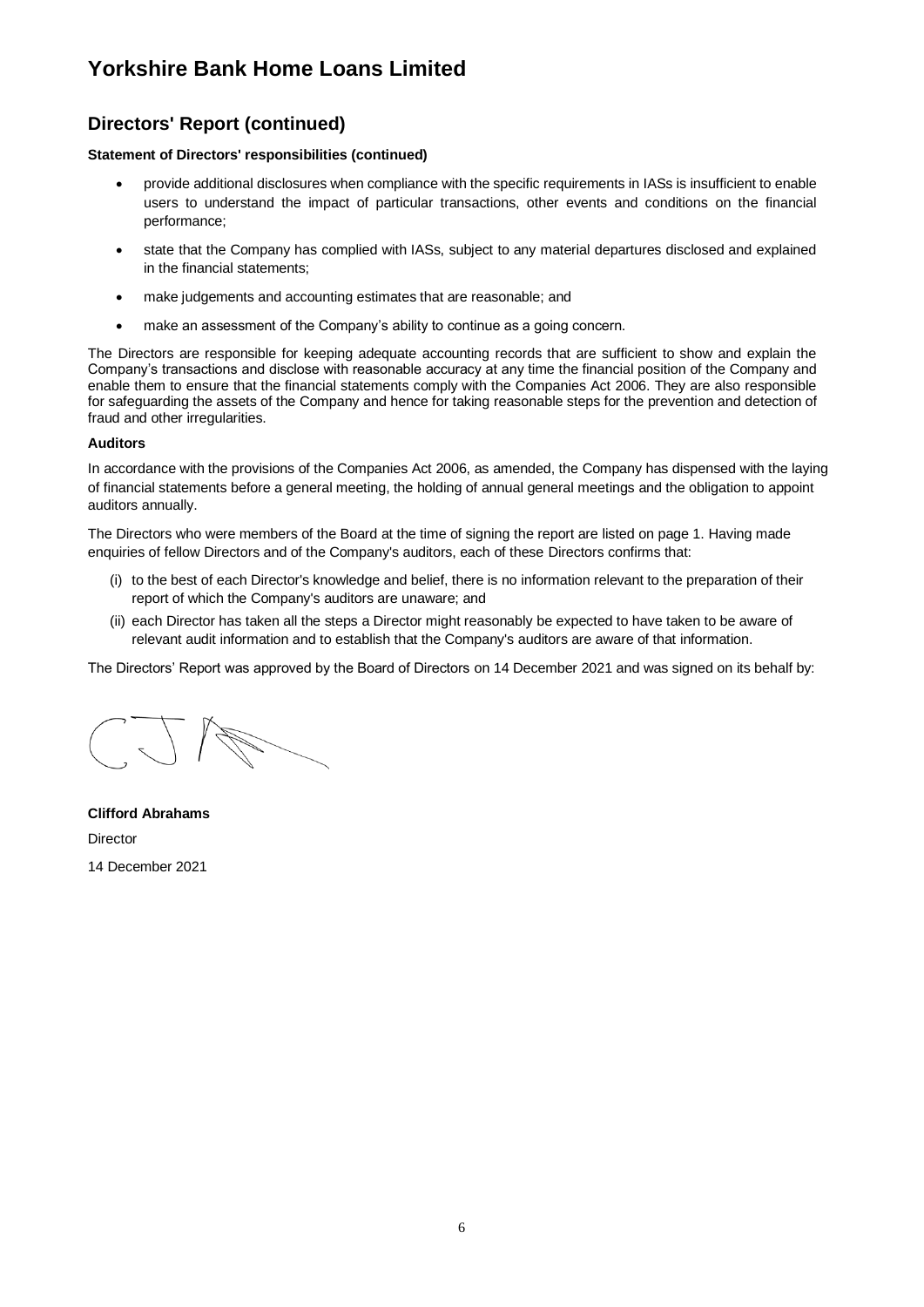# Yorkshire Bank Home Loans Limited

## Directors' Report (continued)

**Statement of Directors' responsibilities (continued)**

- provide additional disclosures when compliance with the specific requirements in IASs is insufficient to enable users to understand the impact of particular transactions, other events and conditions on the financial performance;
- state that the Company has complied with IASs, subject to any material departures disclosed and explained in the financial statements;
- make judgements and accounting estimates that are reasonable; and
- make an assessment of the Company's ability to continue as a going concern.

The Directors are responsible for keeping adequate accounting records that are sufficient to show and explain the Company's transactions and disclose with reasonable accuracy at any time the financial position of the Company and enable them to ensure that the financial statements comply with the Companies Act 2006. They are also responsible for safeguarding the assets of the Company and hence for taking reasonable steps for the prevention and detection of fraud and other irregularities.

**Auditors**

In accordance with the provisions of the Companies Act 2006, as amended, the Company has dispensed with the laying of financial statements before a general meeting, the holding of annual general meetings and the obligation to appoint auditors annually.

The Directors who were members of the Board at the time of signing the report are listed on page 1. Having made enquiries of fellow Directors and of the Company's auditors, each of these Directors confirms that:

(i) to the best of each Director's knowledge and belief, there is no information relevant to the preparation of their report of which the Company's auditors are unaware; and

(ii) each Director has taken all the steps a Director might reasonably be expected to have taken to be aware of relevant audit information and to establish that the Company's auditors are aware of that information.

The Directors' Report was approved by the Board of Directors on 14 December 2021 and was signed on its behalf by:

**Clifford Abrahams**

Director

14 December 2021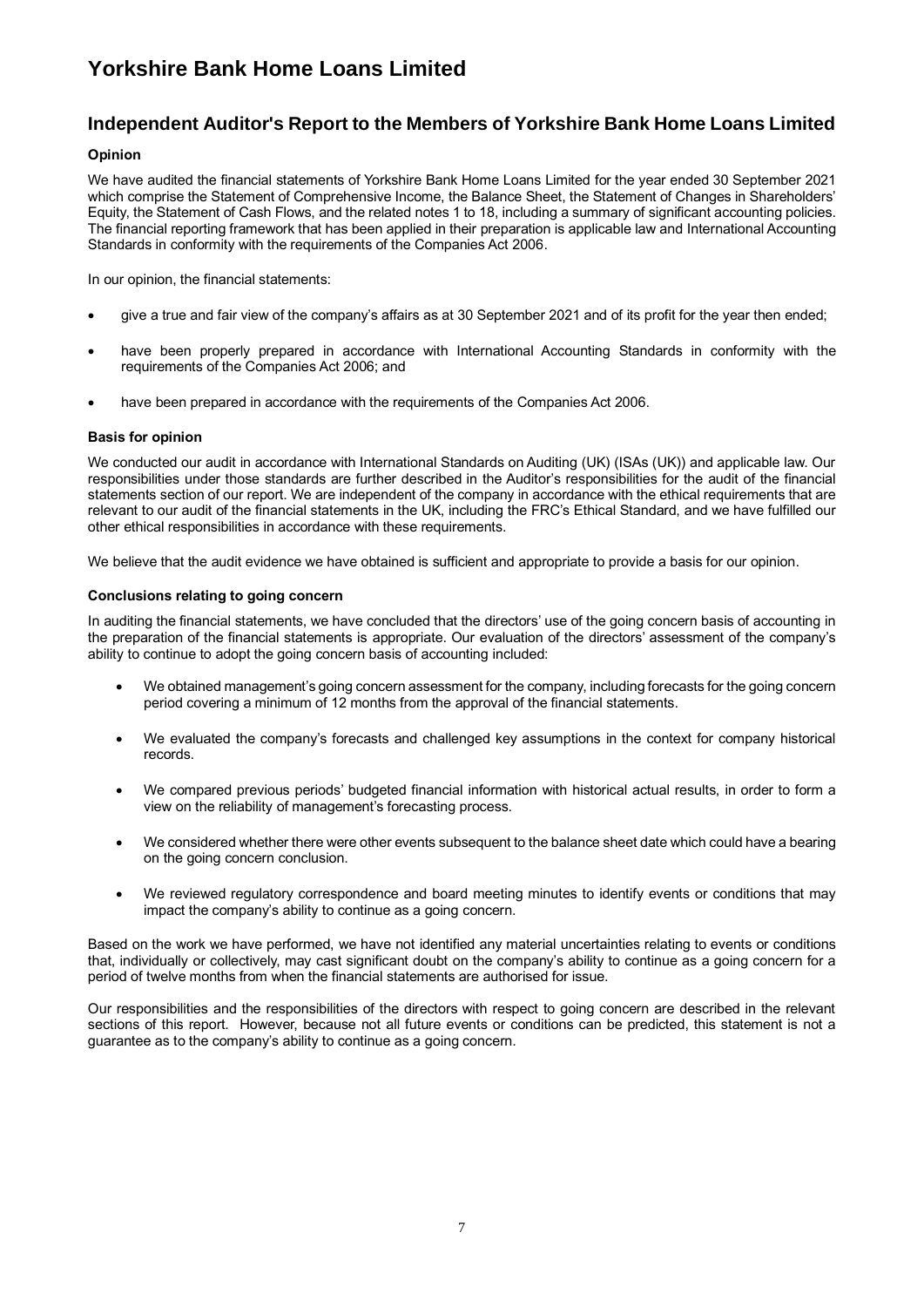# Yorkshire Bank Home Loans Limited

## Independent Auditor's Report to the Members of Yorkshire Bank Home Loans Limited

### Opinion

We have audited the financial statements of Yorkshire Bank Home Loans Limited for the year ended 30 September 2021 which comprise the Statement of Comprehensive Income, the Balance Sheet, the Statement of Changes in Shareholders' Equity, the Statement of Cash Flows, and the related notes 1 to 18, including a summary of significant accounting policies. The financial reporting framework that has been applied in their preparation is applicable law and International Accounting Standards in conformity with the requirements of the Companies Act 2006.

In our opinion, the financial statements:

- give a true and fair view of the company's affairs as at 30 September 2021 and of its profit for the year then ended;
- have been properly prepared in accordance with International Accounting Standards in conformity with the requirements of the Companies Act 2006; and
- have been prepared in accordance with the requirements of the Companies Act 2006.

### Basis for opinion

We conducted our audit in accordance with International Standards on Auditing (UK) (ISAs (UK)) and applicable law. Our responsibilities under those standards are further described in the Auditor's responsibilities for the audit of the financial statements section of our report. We are independent of the company in accordance with the ethical requirements that are relevant to our audit of the financial statements in the UK, including the FRC's Ethical Standard, and we have fulfilled our other ethical responsibilities in accordance with these requirements.

We believe that the audit evidence we have obtained is sufficient and appropriate to provide a basis for our opinion.

### Conclusions relating to going concern

In auditing the financial statements, we have concluded that the directors' use of the going concern basis of accounting in the preparation of the financial statements is appropriate. Our evaluation of the directors' assessment of the company's ability to continue to adopt the going concern basis of accounting included:

- We obtained management's going concern assessment for the company, including forecasts for the going concern period covering a minimum of 12 months from the approval of the financial statements.
- We evaluated the company's forecasts and challenged key assumptions in the context for company historical records.
- We compared previous periods' budgeted financial information with historical actual results, in order to form a view on the reliability of management's forecasting process.
- We considered whether there were other events subsequent to the balance sheet date which could have a bearing on the going concern conclusion.
- We reviewed regulatory correspondence and board meeting minutes to identify events or conditions that may impact the company's ability to continue as a going concern.

Based on the work we have performed, we have not identified any material uncertainties relating to events or conditions that, individually or collectively, may cast significant doubt on the company's ability to continue as a going concern for a period of twelve months from when the financial statements are authorised for issue.

Our responsibilities and the responsibilities of the directors with respect to going concern are described in the relevant sections of this report. However, because not all future events or conditions can be predicted, this statement is not a guarantee as to the company's ability to continue as a going concern.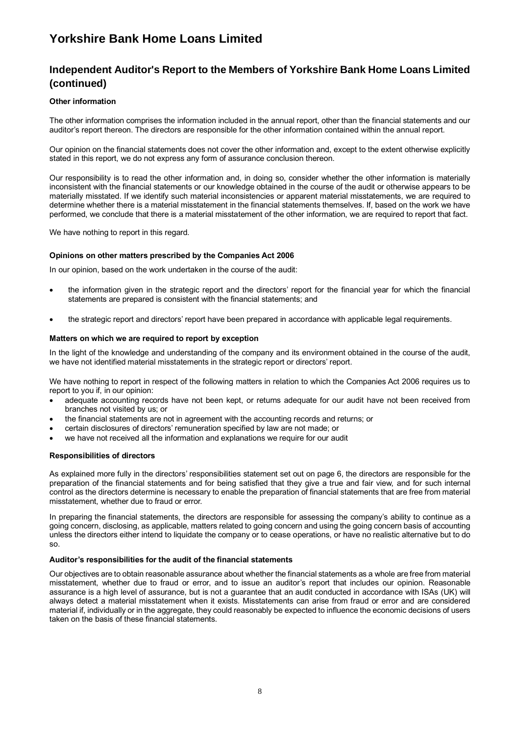## Independent Auditor's Report to the Members of Yorkshire Bank Home Loans Limited (continued)

**Other information**

The other information comprises the information included in the annual report, other than the financial statements and our auditor's report thereon. The directors are responsible for the other information contained within the annual report.

Our opinion on the financial statements does not cover the other information and, except to the extent otherwise explicitly stated in this report, we do not express any form of assurance conclusion thereon.

Our responsibility is to read the other information and, in doing so, consider whether the other information is materially inconsistent with the financial statements or our knowledge obtained in the course of the audit or otherwise appears to be materially misstated. If we identify such material inconsistencies or apparent material misstatements, we are required to determine whether there is a material misstatement in the financial statements themselves. If, based on the work we have performed, we conclude that there is a material misstatement of the other information, we are required to report that fact.

We have nothing to report in this regard.

**Opinions on other matters prescribed by the Companies Act 2006**

In our opinion, based on the work undertaken in the course of the audit:

- the information given in the strategic report and the directors' report for the financial year for which the financial statements are prepared is consistent with the financial statements; and
- the strategic report and directors' report have been prepared in accordance with applicable legal requirements.

**Matters on which we are required to report by exception**

In the light of the knowledge and understanding of the company and its environment obtained in the course of the audit, we have not identified material misstatements in the strategic report or directors' report.

We have nothing to report in respect of the following matters in relation to which the Companies Act 2006 requires us to report to you if, in our opinion:

- adequate accounting records have not been kept, or returns adequate for our audit have not been received from branches not visited by us; or
- the financial statements are not in agreement with the accounting records and returns; or
- certain disclosures of directors' remuneration specified by law are not made; or
- we have not received all the information and explanations we require for our audit

**Responsibilities of directors**

As explained more fully in the directors' responsibilities statement set out on page 6, the directors are responsible for the preparation of the financial statements and for being satisfied that they give a true and fair view, and for such internal control as the directors determine is necessary to enable the preparation of financial statements that are free from material misstatement, whether due to fraud or error.

In preparing the financial statements, the directors are responsible for assessing the company's ability to continue as a going concern, disclosing, as applicable, matters related to going concern and using the going concern basis of accounting unless the directors either intend to liquidate the company or to cease operations, or have no realistic alternative but to do so.

**Auditor's responsibilities for the audit of the financial statements**

Our objectives are to obtain reasonable assurance about whether the financial statements as a whole are free from material misstatement, whether due to fraud or error, and to issue an auditor's report that includes our opinion. Reasonable assurance is a high level of assurance, but is not a guarantee that an audit conducted in accordance with ISAs (UK) will always detect a material misstatement when it exists. Misstatements can arise from fraud or error and are considered material if, individually or in the aggregate, they could reasonably be expected to influence the economic decisions of users taken on the basis of these financial statements.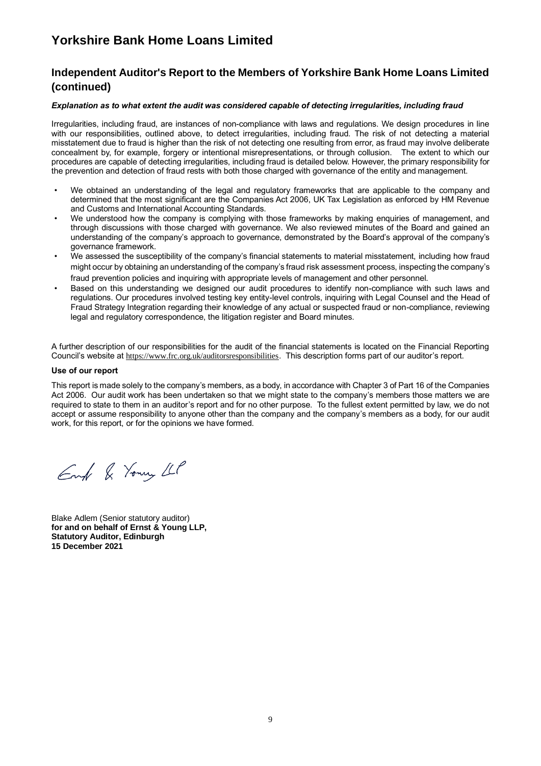# Yorkshire Bank Home Loans Limited

## Independent Auditor's Report to the Members of Yorkshire Bank Home Loans Limited (continued)

***Explanation as to what extent the audit was considered capable of detecting irregularities, including fraud***

Irregularities, including fraud, are instances of non-compliance with laws and regulations. We design procedures in line with our responsibilities, outlined above, to detect irregularities, including fraud. The risk of not detecting a material misstatement due to fraud is higher than the risk of not detecting one resulting from error, as fraud may involve deliberate concealment by, for example, forgery or intentional misrepresentations, or through collusion. The extent to which our procedures are capable of detecting irregularities, including fraud is detailed below. However, the primary responsibility for the prevention and detection of fraud rests with both those charged with governance of the entity and management.

- We obtained an understanding of the legal and regulatory frameworks that are applicable to the company and determined that the most significant are the Companies Act 2006, UK Tax Legislation as enforced by HM Revenue and Customs and International Accounting Standards.
- We understood how the company is complying with those frameworks by making enquiries of management, and through discussions with those charged with governance. We also reviewed minutes of the Board and gained an understanding of the company's approach to governance, demonstrated by the Board's approval of the company's governance framework.
- We assessed the susceptibility of the company's financial statements to material misstatement, including how fraud might occur by obtaining an understanding of the company's fraud risk assessment process, inspecting the company's fraud prevention policies and inquiring with appropriate levels of management and other personnel.
- Based on this understanding we designed our audit procedures to identify non-compliance with such laws and regulations. Our procedures involved testing key entity-level controls, inquiring with Legal Counsel and the Head of Fraud Strategy Integration regarding their knowledge of any actual or suspected fraud or non-compliance, reviewing legal and regulatory correspondence, the litigation register and Board minutes.

A further description of our responsibilities for the audit of the financial statements is located on the Financial Reporting Council's website at https://www.frc.org.uk/auditorsresponsibilities. This description forms part of our auditor's report.

**Use of our report**

This report is made solely to the company's members, as a body, in accordance with Chapter 3 of Part 16 of the Companies Act 2006. Our audit work has been undertaken so that we might state to the company's members those matters we are required to state to them in an auditor's report and for no other purpose. To the fullest extent permitted by law, we do not accept or assume responsibility to anyone other than the company and the company's members as a body, for our audit work, for this report, or for the opinions we have formed.

Ernst & Young LLP

Blake Adlem (Senior statutory auditor)
**for and on behalf of Ernst & Young LLP,**
**Statutory Auditor, Edinburgh**
**15 December 2021**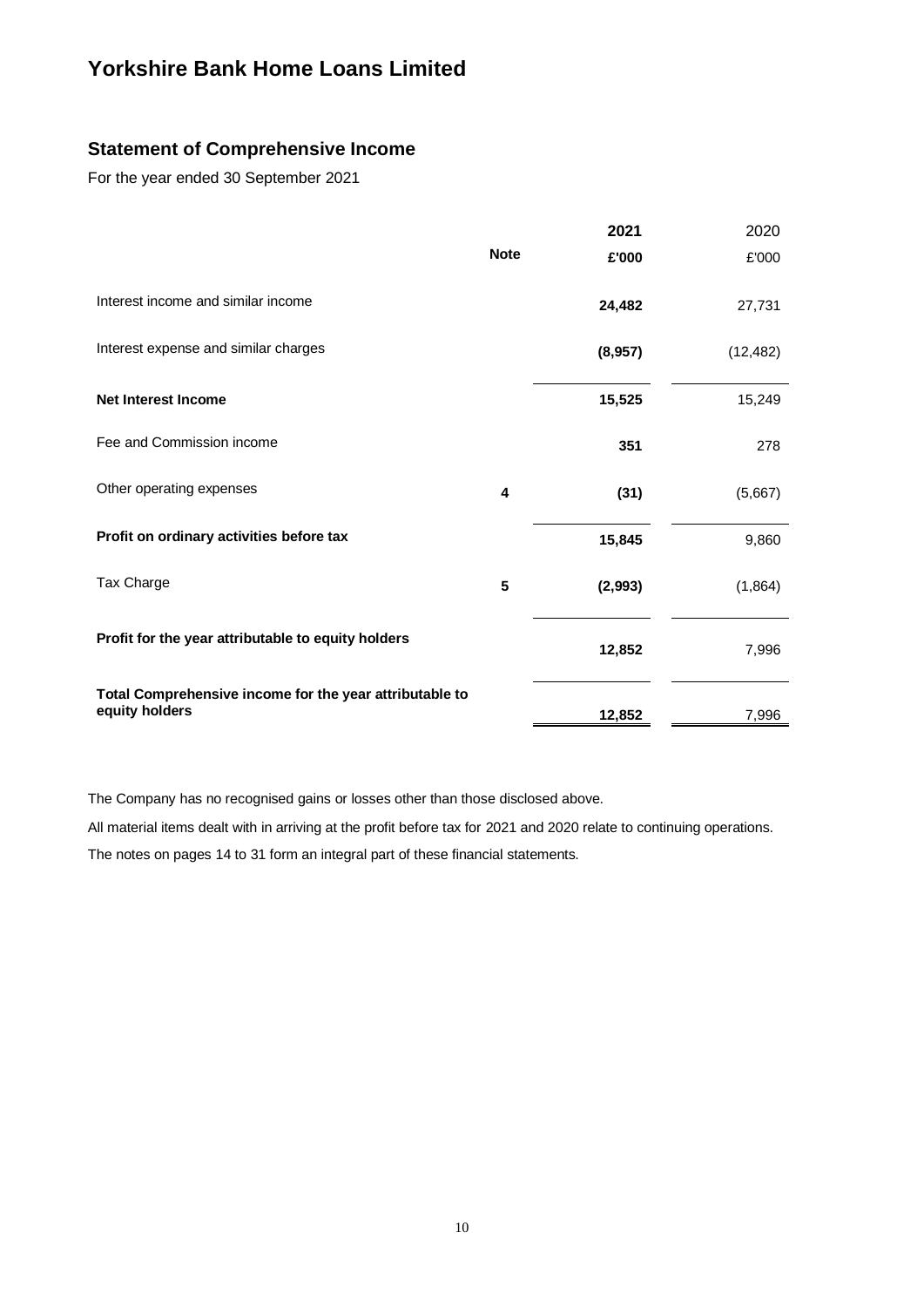# Yorkshire Bank Home Loans Limited

## Statement of Comprehensive Income

For the year ended 30 September 2021

| | Note | **2021** | 2020 |
|---|---|---|---|
| | | **£'000** | £'000 |
| Interest income and similar income | | **24,482** | 27,731 |
| Interest expense and similar charges | | **(8,957)** | (12,482) |
| **Net Interest Income** | | **15,525** | 15,249 |
| Fee and Commission income | | **351** | 278 |
| Other operating expenses | **4** | **(31)** | (5,667) |
| **Profit on ordinary activities before tax** | | **15,845** | 9,860 |
| Tax Charge | **5** | **(2,993)** | (1,864) |
| **Profit for the year attributable to equity holders** | | **12,852** | 7,996 |
| **Total Comprehensive income for the year attributable to equity holders** | | **12,852** | 7,996 |

The Company has no recognised gains or losses other than those disclosed above.

All material items dealt with in arriving at the profit before tax for 2021 and 2020 relate to continuing operations.

The notes on pages 14 to 31 form an integral part of these financial statements.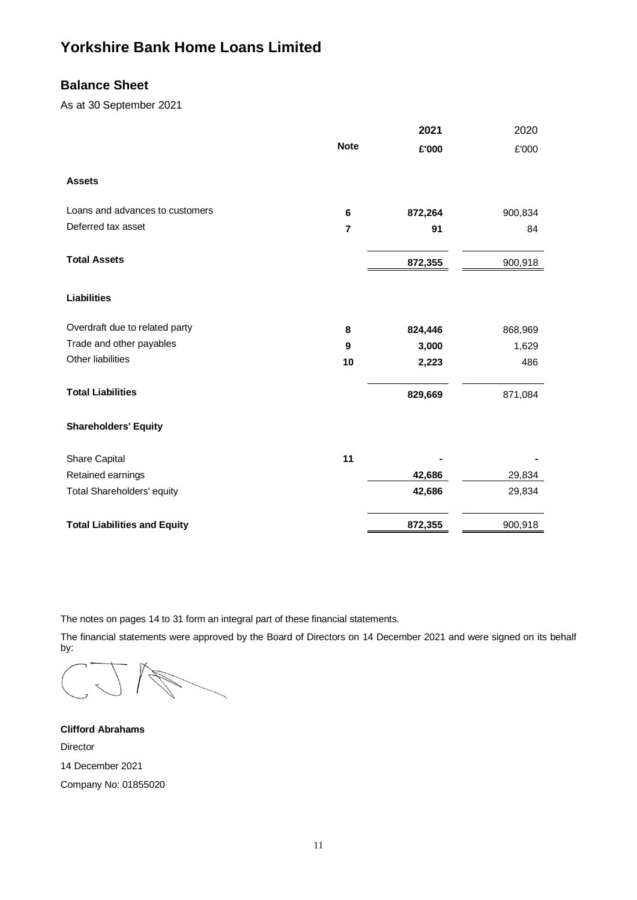# Yorkshire Bank Home Loans Limited

## Balance Sheet

As at 30 September 2021

| | Note | 2021 £'000 | 2020 £'000 |
|---|---|---|---|
| **Assets** | | | |
| Loans and advances to customers | 6 | 872,264 | 900,834 |
| Deferred tax asset | 7 | 91 | 84 |
| **Total Assets** | | 872,355 | 900,918 |
| **Liabilities** | | | |
| Overdraft due to related party | 8 | 824,446 | 868,969 |
| Trade and other payables | 9 | 3,000 | 1,629 |
| Other liabilities | 10 | 2,223 | 486 |
| **Total Liabilities** | | 829,669 | 871,084 |
| **Shareholders' Equity** | | | |
| Share Capital | 11 | - | - |
| Retained earnings | | 42,686 | 29,834 |
| Total Shareholders' equity | | 42,686 | 29,834 |
| **Total Liabilities and Equity** | | 872,355 | 900,918 |

The notes on pages 14 to 31 form an integral part of these financial statements.

The financial statements were approved by the Board of Directors on 14 December 2021 and were signed on its behalf by:

**Clifford Abrahams**

Director

14 December 2021

Company No: 01855020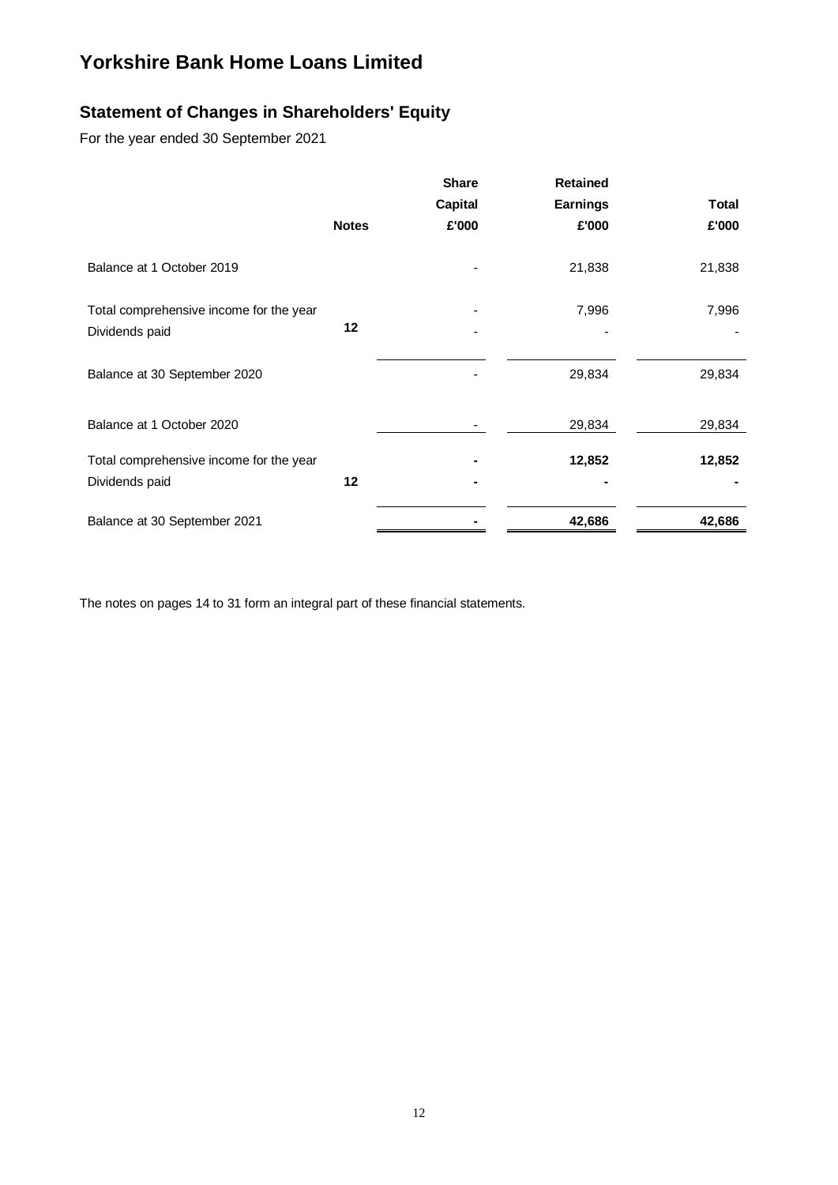# Yorkshire Bank Home Loans Limited

## Statement of Changes in Shareholders' Equity

For the year ended 30 September 2021

| | Notes | Share Capital £'000 | Retained Earnings £'000 | Total £'000 |
|---|---|---|---|---|
| Balance at 1 October 2019 | | - | 21,838 | 21,838 |
| Total comprehensive income for the year | | - | 7,996 | 7,996 |
| Dividends paid | 12 | - | - | - |
| Balance at 30 September 2020 | | - | 29,834 | 29,834 |
| Balance at 1 October 2020 | | - | 29,834 | 29,834 |
| **Total comprehensive income for the year** | | **-** | **12,852** | **12,852** |
| **Dividends paid** | **12** | **-** | **-** | **-** |
| **Balance at 30 September 2021** | | **-** | **42,686** | **42,686** |

The notes on pages 14 to 31 form an integral part of these financial statements.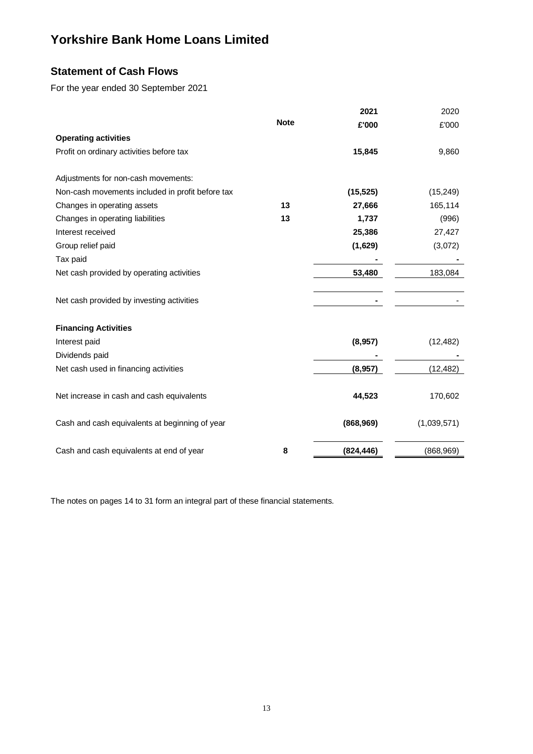# Yorkshire Bank Home Loans Limited

## Statement of Cash Flows

For the year ended 30 September 2021

| | Note | 2021 £'000 | 2020 £'000 |
|---|---|---|---|
| **Operating activities** | | | |
| Profit on ordinary activities before tax | | **15,845** | 9,860 |
| | | | |
| Adjustments for non-cash movements: | | | |
| Non-cash movements included in profit before tax | | **(15,525)** | (15,249) |
| Changes in operating assets | **13** | **27,666** | 165,114 |
| Changes in operating liabilities | **13** | **1,737** | (996) |
| Interest received | | **25,386** | 27,427 |
| Group relief paid | | **(1,629)** | (3,072) |
| Tax paid | | **-** | - |
| Net cash provided by operating activities | | **53,480** | 183,084 |
| | | | |
| Net cash provided by investing activities | | **-** | - |
| | | | |
| **Financing Activities** | | | |
| Interest paid | | **(8,957)** | (12,482) |
| Dividends paid | | **-** | - |
| Net cash used in financing activities | | **(8,957)** | (12,482) |
| | | | |
| Net increase in cash and cash equivalents | | **44,523** | 170,602 |
| | | | |
| Cash and cash equivalents at beginning of year | | **(868,969)** | (1,039,571) |
| | | | |
| Cash and cash equivalents at end of year | **8** | **(824,446)** | (868,969) |

The notes on pages 14 to 31 form an integral part of these financial statements.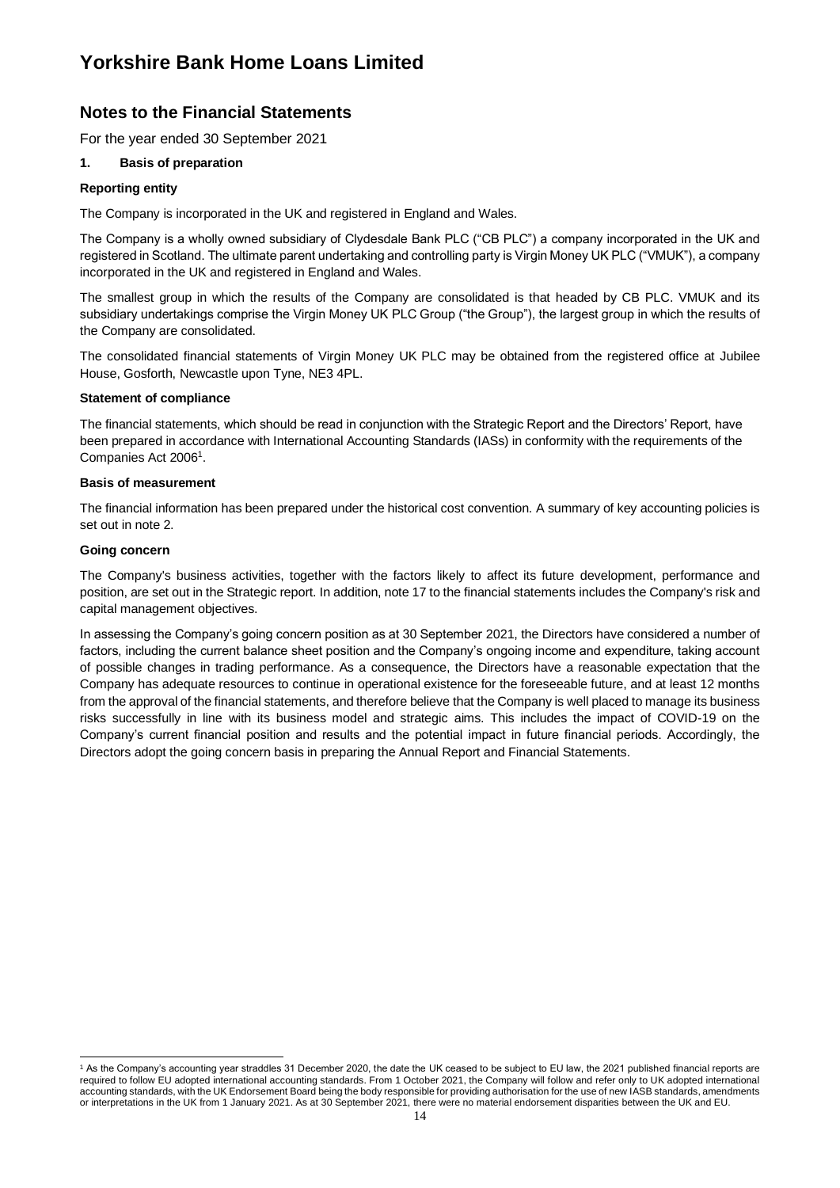# Yorkshire Bank Home Loans Limited

## Notes to the Financial Statements

For the year ended 30 September 2021

### 1. Basis of preparation

**Reporting entity**

The Company is incorporated in the UK and registered in England and Wales.

The Company is a wholly owned subsidiary of Clydesdale Bank PLC ("CB PLC") a company incorporated in the UK and registered in Scotland. The ultimate parent undertaking and controlling party is Virgin Money UK PLC ("VMUK"), a company incorporated in the UK and registered in England and Wales.

The smallest group in which the results of the Company are consolidated is that headed by CB PLC. VMUK and its subsidiary undertakings comprise the Virgin Money UK PLC Group ("the Group"), the largest group in which the results of the Company are consolidated.

The consolidated financial statements of Virgin Money UK PLC may be obtained from the registered office at Jubilee House, Gosforth, Newcastle upon Tyne, NE3 4PL.

**Statement of compliance**

The financial statements, which should be read in conjunction with the Strategic Report and the Directors' Report, have been prepared in accordance with International Accounting Standards (IASs) in conformity with the requirements of the Companies Act 2006[1].

**Basis of measurement**

The financial information has been prepared under the historical cost convention. A summary of key accounting policies is set out in note 2.

**Going concern**

The Company's business activities, together with the factors likely to affect its future development, performance and position, are set out in the Strategic report. In addition, note 17 to the financial statements includes the Company's risk and capital management objectives.

In assessing the Company's going concern position as at 30 September 2021, the Directors have considered a number of factors, including the current balance sheet position and the Company's ongoing income and expenditure, taking account of possible changes in trading performance. As a consequence, the Directors have a reasonable expectation that the Company has adequate resources to continue in operational existence for the foreseeable future, and at least 12 months from the approval of the financial statements, and therefore believe that the Company is well placed to manage its business risks successfully in line with its business model and strategic aims. This includes the impact of COVID-19 on the Company's current financial position and results and the potential impact in future financial periods. Accordingly, the Directors adopt the going concern basis in preparing the Annual Report and Financial Statements.

---

[1] As the Company's accounting year straddles 31 December 2020, the date the UK ceased to be subject to EU law, the 2021 published financial reports are required to follow EU adopted international accounting standards. From 1 October 2021, the Company will follow and refer only to UK adopted international accounting standards, with the UK Endorsement Board being the body responsible for providing authorisation for the use of new IASB standards, amendments or interpretations in the UK from 1 January 2021. As at 30 September 2021, there were no material endorsement disparities between the UK and EU.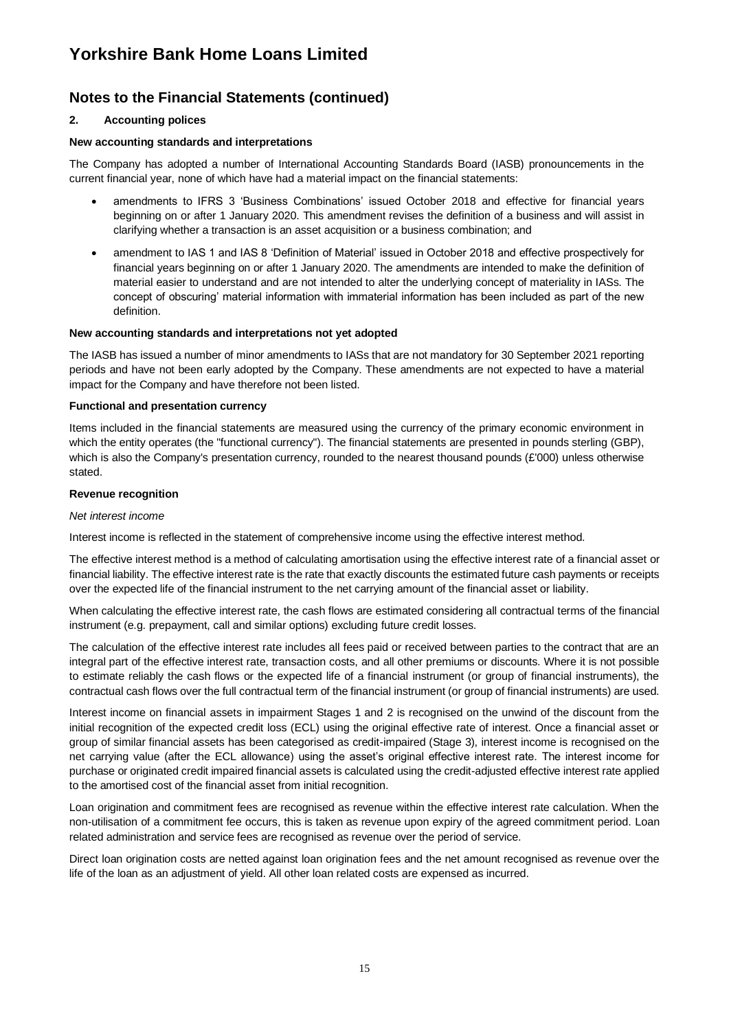# Yorkshire Bank Home Loans Limited

## Notes to the Financial Statements (continued)

### 2. Accounting polices

**New accounting standards and interpretations**

The Company has adopted a number of International Accounting Standards Board (IASB) pronouncements in the current financial year, none of which have had a material impact on the financial statements:

- amendments to IFRS 3 'Business Combinations' issued October 2018 and effective for financial years beginning on or after 1 January 2020. This amendment revises the definition of a business and will assist in clarifying whether a transaction is an asset acquisition or a business combination; and
- amendment to IAS 1 and IAS 8 'Definition of Material' issued in October 2018 and effective prospectively for financial years beginning on or after 1 January 2020. The amendments are intended to make the definition of material easier to understand and are not intended to alter the underlying concept of materiality in IASs. The concept of obscuring' material information with immaterial information has been included as part of the new definition.

**New accounting standards and interpretations not yet adopted**

The IASB has issued a number of minor amendments to IASs that are not mandatory for 30 September 2021 reporting periods and have not been early adopted by the Company. These amendments are not expected to have a material impact for the Company and have therefore not been listed.

**Functional and presentation currency**

Items included in the financial statements are measured using the currency of the primary economic environment in which the entity operates (the "functional currency"). The financial statements are presented in pounds sterling (GBP), which is also the Company's presentation currency, rounded to the nearest thousand pounds (£'000) unless otherwise stated.

**Revenue recognition**

*Net interest income*

Interest income is reflected in the statement of comprehensive income using the effective interest method.

The effective interest method is a method of calculating amortisation using the effective interest rate of a financial asset or financial liability. The effective interest rate is the rate that exactly discounts the estimated future cash payments or receipts over the expected life of the financial instrument to the net carrying amount of the financial asset or liability.

When calculating the effective interest rate, the cash flows are estimated considering all contractual terms of the financial instrument (e.g. prepayment, call and similar options) excluding future credit losses.

The calculation of the effective interest rate includes all fees paid or received between parties to the contract that are an integral part of the effective interest rate, transaction costs, and all other premiums or discounts. Where it is not possible to estimate reliably the cash flows or the expected life of a financial instrument (or group of financial instruments), the contractual cash flows over the full contractual term of the financial instrument (or group of financial instruments) are used.

Interest income on financial assets in impairment Stages 1 and 2 is recognised on the unwind of the discount from the initial recognition of the expected credit loss (ECL) using the original effective rate of interest. Once a financial asset or group of similar financial assets has been categorised as credit-impaired (Stage 3), interest income is recognised on the net carrying value (after the ECL allowance) using the asset's original effective interest rate. The interest income for purchase or originated credit impaired financial assets is calculated using the credit-adjusted effective interest rate applied to the amortised cost of the financial asset from initial recognition.

Loan origination and commitment fees are recognised as revenue within the effective interest rate calculation. When the non-utilisation of a commitment fee occurs, this is taken as revenue upon expiry of the agreed commitment period. Loan related administration and service fees are recognised as revenue over the period of service.

Direct loan origination costs are netted against loan origination fees and the net amount recognised as revenue over the life of the loan as an adjustment of yield. All other loan related costs are expensed as incurred.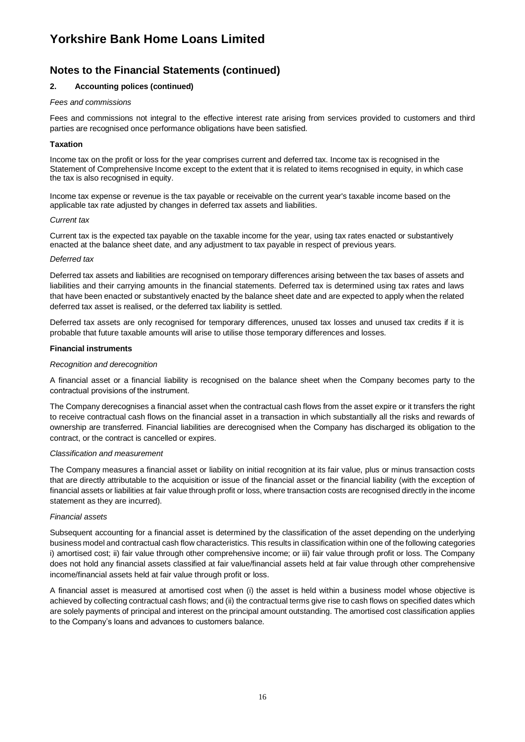# Yorkshire Bank Home Loans Limited

## Notes to the Financial Statements (continued)

### 2. Accounting polices (continued)

*Fees and commissions*

Fees and commissions not integral to the effective interest rate arising from services provided to customers and third parties are recognised once performance obligations have been satisfied.

**Taxation**

Income tax on the profit or loss for the year comprises current and deferred tax. Income tax is recognised in the Statement of Comprehensive Income except to the extent that it is related to items recognised in equity, in which case the tax is also recognised in equity.

Income tax expense or revenue is the tax payable or receivable on the current year's taxable income based on the applicable tax rate adjusted by changes in deferred tax assets and liabilities.

*Current tax*

Current tax is the expected tax payable on the taxable income for the year, using tax rates enacted or substantively enacted at the balance sheet date, and any adjustment to tax payable in respect of previous years.

*Deferred tax*

Deferred tax assets and liabilities are recognised on temporary differences arising between the tax bases of assets and liabilities and their carrying amounts in the financial statements. Deferred tax is determined using tax rates and laws that have been enacted or substantively enacted by the balance sheet date and are expected to apply when the related deferred tax asset is realised, or the deferred tax liability is settled.

Deferred tax assets are only recognised for temporary differences, unused tax losses and unused tax credits if it is probable that future taxable amounts will arise to utilise those temporary differences and losses.

**Financial instruments**

*Recognition and derecognition*

A financial asset or a financial liability is recognised on the balance sheet when the Company becomes party to the contractual provisions of the instrument.

The Company derecognises a financial asset when the contractual cash flows from the asset expire or it transfers the right to receive contractual cash flows on the financial asset in a transaction in which substantially all the risks and rewards of ownership are transferred. Financial liabilities are derecognised when the Company has discharged its obligation to the contract, or the contract is cancelled or expires.

*Classification and measurement*

The Company measures a financial asset or liability on initial recognition at its fair value, plus or minus transaction costs that are directly attributable to the acquisition or issue of the financial asset or the financial liability (with the exception of financial assets or liabilities at fair value through profit or loss, where transaction costs are recognised directly in the income statement as they are incurred).

*Financial assets*

Subsequent accounting for a financial asset is determined by the classification of the asset depending on the underlying business model and contractual cash flow characteristics. This results in classification within one of the following categories i) amortised cost; ii) fair value through other comprehensive income; or iii) fair value through profit or loss. The Company does not hold any financial assets classified at fair value/financial assets held at fair value through other comprehensive income/financial assets held at fair value through profit or loss.

A financial asset is measured at amortised cost when (i) the asset is held within a business model whose objective is achieved by collecting contractual cash flows; and (ii) the contractual terms give rise to cash flows on specified dates which are solely payments of principal and interest on the principal amount outstanding. The amortised cost classification applies to the Company's loans and advances to customers balance.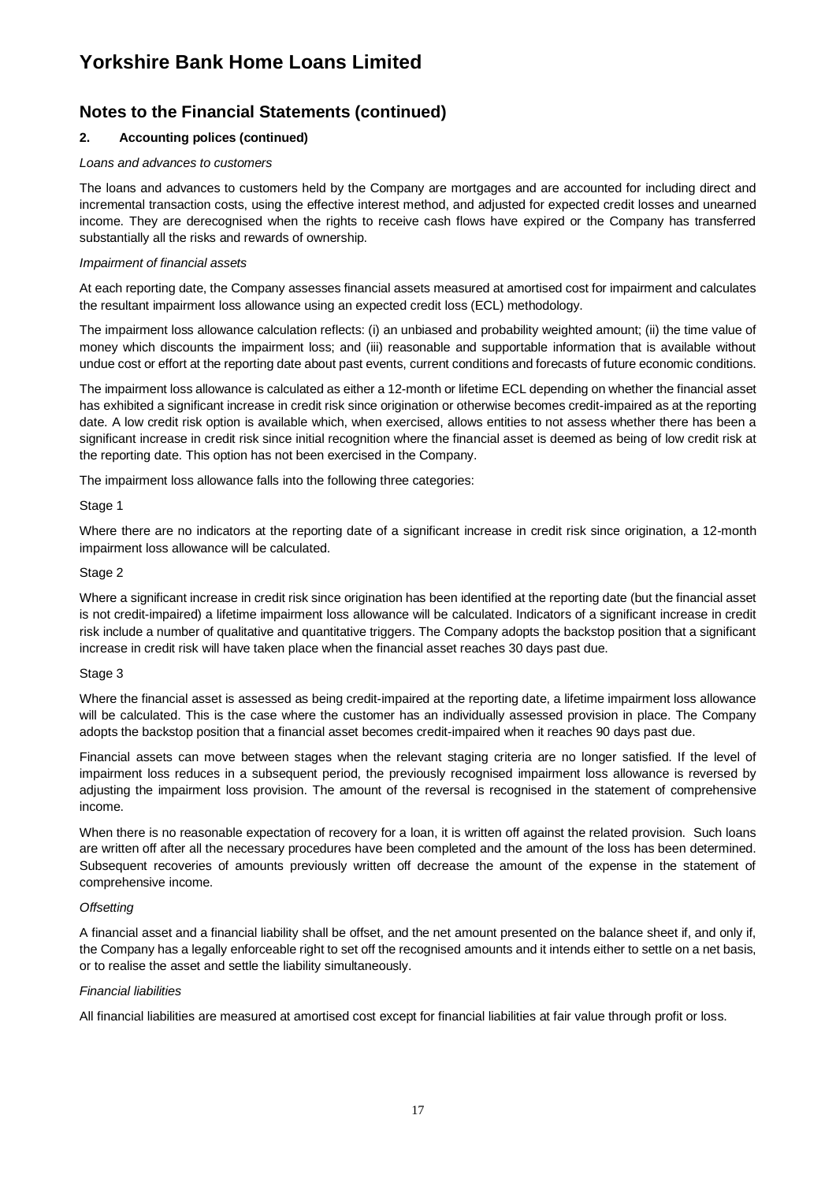# Yorkshire Bank Home Loans Limited

## Notes to the Financial Statements (continued)

### 2. Accounting polices (continued)

*Loans and advances to customers*

The loans and advances to customers held by the Company are mortgages and are accounted for including direct and incremental transaction costs, using the effective interest method, and adjusted for expected credit losses and unearned income. They are derecognised when the rights to receive cash flows have expired or the Company has transferred substantially all the risks and rewards of ownership.

*Impairment of financial assets*

At each reporting date, the Company assesses financial assets measured at amortised cost for impairment and calculates the resultant impairment loss allowance using an expected credit loss (ECL) methodology.

The impairment loss allowance calculation reflects: (i) an unbiased and probability weighted amount; (ii) the time value of money which discounts the impairment loss; and (iii) reasonable and supportable information that is available without undue cost or effort at the reporting date about past events, current conditions and forecasts of future economic conditions.

The impairment loss allowance is calculated as either a 12-month or lifetime ECL depending on whether the financial asset has exhibited a significant increase in credit risk since origination or otherwise becomes credit-impaired as at the reporting date. A low credit risk option is available which, when exercised, allows entities to not assess whether there has been a significant increase in credit risk since initial recognition where the financial asset is deemed as being of low credit risk at the reporting date. This option has not been exercised in the Company.

The impairment loss allowance falls into the following three categories:

Stage 1

Where there are no indicators at the reporting date of a significant increase in credit risk since origination, a 12-month impairment loss allowance will be calculated.

Stage 2

Where a significant increase in credit risk since origination has been identified at the reporting date (but the financial asset is not credit-impaired) a lifetime impairment loss allowance will be calculated. Indicators of a significant increase in credit risk include a number of qualitative and quantitative triggers. The Company adopts the backstop position that a significant increase in credit risk will have taken place when the financial asset reaches 30 days past due.

Stage 3

Where the financial asset is assessed as being credit-impaired at the reporting date, a lifetime impairment loss allowance will be calculated. This is the case where the customer has an individually assessed provision in place. The Company adopts the backstop position that a financial asset becomes credit-impaired when it reaches 90 days past due.

Financial assets can move between stages when the relevant staging criteria are no longer satisfied. If the level of impairment loss reduces in a subsequent period, the previously recognised impairment loss allowance is reversed by adjusting the impairment loss provision. The amount of the reversal is recognised in the statement of comprehensive income.

When there is no reasonable expectation of recovery for a loan, it is written off against the related provision. Such loans are written off after all the necessary procedures have been completed and the amount of the loss has been determined. Subsequent recoveries of amounts previously written off decrease the amount of the expense in the statement of comprehensive income.

*Offsetting*

A financial asset and a financial liability shall be offset, and the net amount presented on the balance sheet if, and only if, the Company has a legally enforceable right to set off the recognised amounts and it intends either to settle on a net basis, or to realise the asset and settle the liability simultaneously.

*Financial liabilities*

All financial liabilities are measured at amortised cost except for financial liabilities at fair value through profit or loss.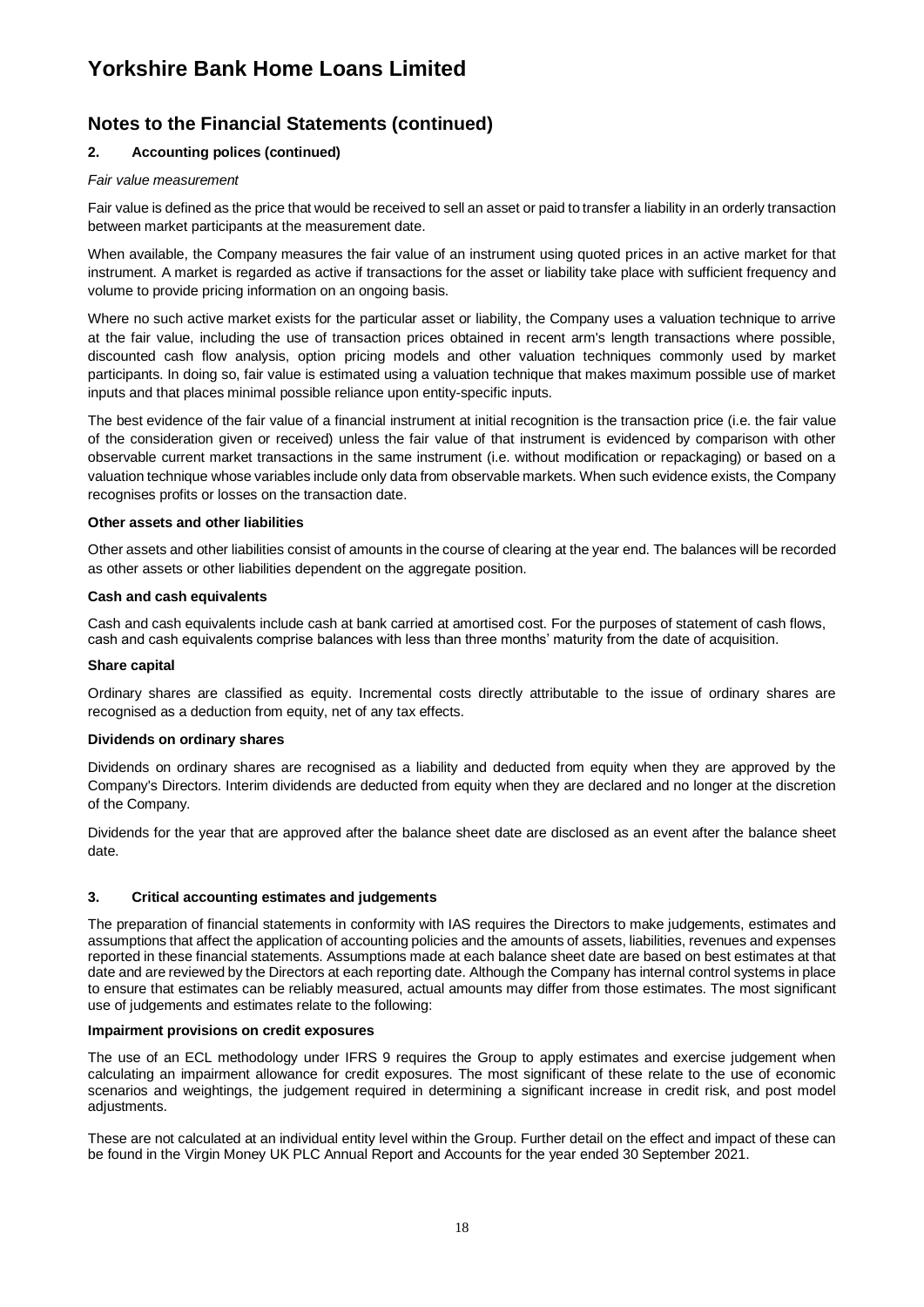# Yorkshire Bank Home Loans Limited

## Notes to the Financial Statements (continued)

### 2. Accounting polices (continued)

*Fair value measurement*

Fair value is defined as the price that would be received to sell an asset or paid to transfer a liability in an orderly transaction between market participants at the measurement date.

When available, the Company measures the fair value of an instrument using quoted prices in an active market for that instrument. A market is regarded as active if transactions for the asset or liability take place with sufficient frequency and volume to provide pricing information on an ongoing basis.

Where no such active market exists for the particular asset or liability, the Company uses a valuation technique to arrive at the fair value, including the use of transaction prices obtained in recent arm's length transactions where possible, discounted cash flow analysis, option pricing models and other valuation techniques commonly used by market participants. In doing so, fair value is estimated using a valuation technique that makes maximum possible use of market inputs and that places minimal possible reliance upon entity-specific inputs.

The best evidence of the fair value of a financial instrument at initial recognition is the transaction price (i.e. the fair value of the consideration given or received) unless the fair value of that instrument is evidenced by comparison with other observable current market transactions in the same instrument (i.e. without modification or repackaging) or based on a valuation technique whose variables include only data from observable markets. When such evidence exists, the Company recognises profits or losses on the transaction date.

**Other assets and other liabilities**

Other assets and other liabilities consist of amounts in the course of clearing at the year end. The balances will be recorded as other assets or other liabilities dependent on the aggregate position.

**Cash and cash equivalents**

Cash and cash equivalents include cash at bank carried at amortised cost. For the purposes of statement of cash flows, cash and cash equivalents comprise balances with less than three months' maturity from the date of acquisition.

**Share capital**

Ordinary shares are classified as equity. Incremental costs directly attributable to the issue of ordinary shares are recognised as a deduction from equity, net of any tax effects.

**Dividends on ordinary shares**

Dividends on ordinary shares are recognised as a liability and deducted from equity when they are approved by the Company's Directors. Interim dividends are deducted from equity when they are declared and no longer at the discretion of the Company.

Dividends for the year that are approved after the balance sheet date are disclosed as an event after the balance sheet date.

### 3. Critical accounting estimates and judgements

The preparation of financial statements in conformity with IAS requires the Directors to make judgements, estimates and assumptions that affect the application of accounting policies and the amounts of assets, liabilities, revenues and expenses reported in these financial statements. Assumptions made at each balance sheet date are based on best estimates at that date and are reviewed by the Directors at each reporting date. Although the Company has internal control systems in place to ensure that estimates can be reliably measured, actual amounts may differ from those estimates. The most significant use of judgements and estimates relate to the following:

**Impairment provisions on credit exposures**

The use of an ECL methodology under IFRS 9 requires the Group to apply estimates and exercise judgement when calculating an impairment allowance for credit exposures. The most significant of these relate to the use of economic scenarios and weightings, the judgement required in determining a significant increase in credit risk, and post model adjustments.

These are not calculated at an individual entity level within the Group. Further detail on the effect and impact of these can be found in the Virgin Money UK PLC Annual Report and Accounts for the year ended 30 September 2021.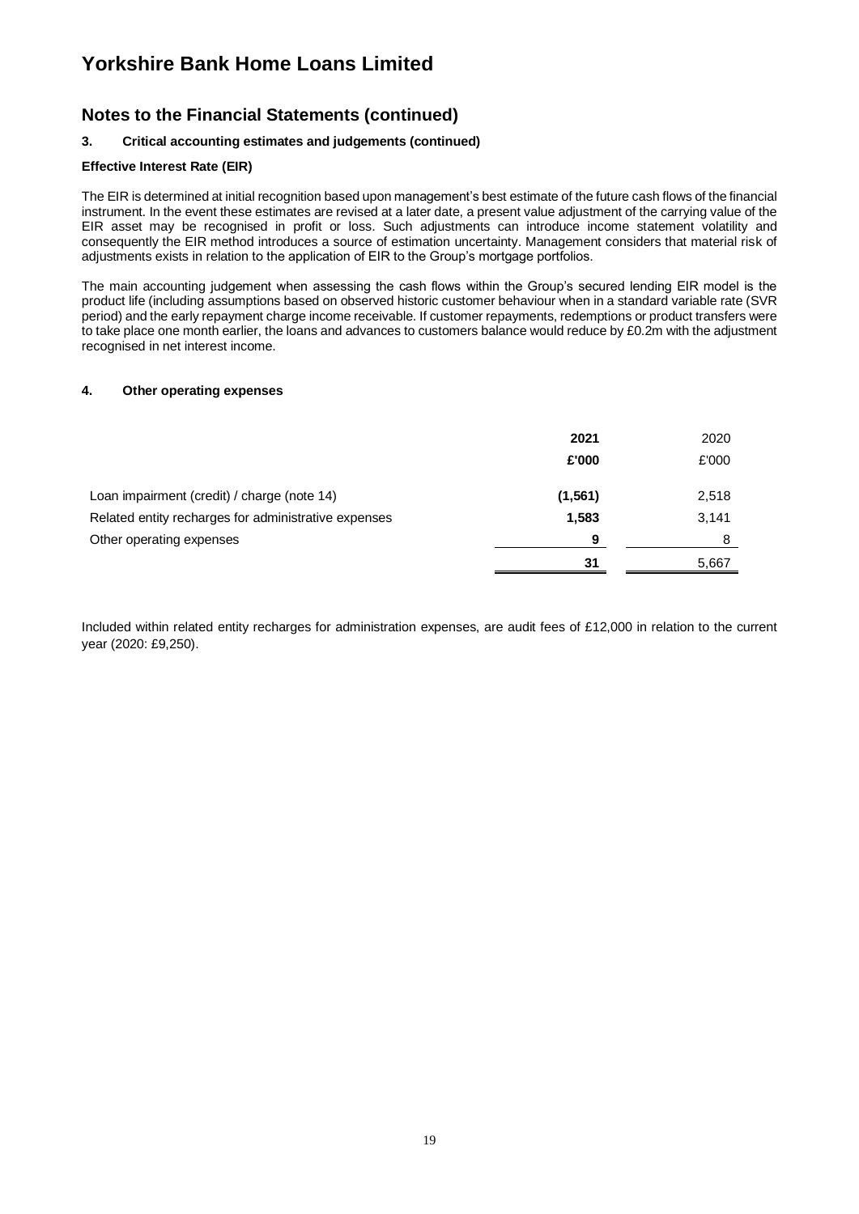# Yorkshire Bank Home Loans Limited

## Notes to the Financial Statements (continued)

### 3. Critical accounting estimates and judgements (continued)

**Effective Interest Rate (EIR)**

The EIR is determined at initial recognition based upon management's best estimate of the future cash flows of the financial instrument. In the event these estimates are revised at a later date, a present value adjustment of the carrying value of the EIR asset may be recognised in profit or loss. Such adjustments can introduce income statement volatility and consequently the EIR method introduces a source of estimation uncertainty. Management considers that material risk of adjustments exists in relation to the application of EIR to the Group's mortgage portfolios.

The main accounting judgement when assessing the cash flows within the Group's secured lending EIR model is the product life (including assumptions based on observed historic customer behaviour when in a standard variable rate (SVR period) and the early repayment charge income receivable. If customer repayments, redemptions or product transfers were to take place one month earlier, the loans and advances to customers balance would reduce by £0.2m with the adjustment recognised in net interest income.

### 4. Other operating expenses

| | **2021** | 2020 |
|---|---|---|
| | **£'000** | £'000 |
| Loan impairment (credit) / charge (note 14) | **(1,561)** | 2,518 |
| Related entity recharges for administrative expenses | **1,583** | 3,141 |
| Other operating expenses | **9** | 8 |
| | **31** | 5,667 |

Included within related entity recharges for administration expenses, are audit fees of £12,000 in relation to the current year (2020: £9,250).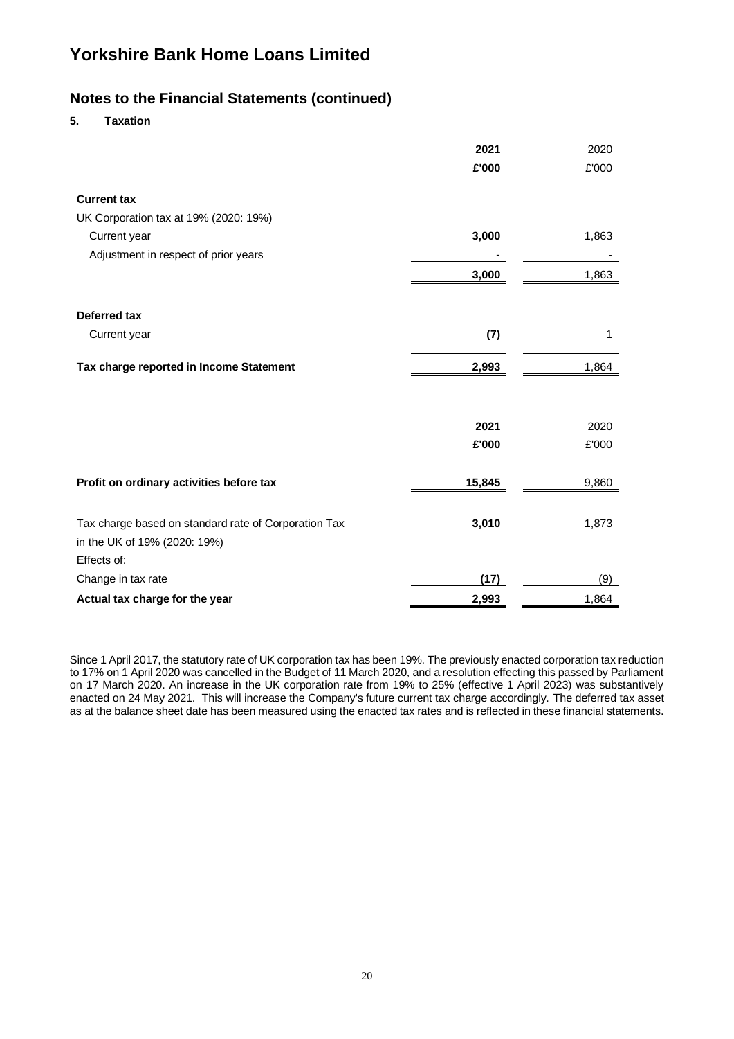# Yorkshire Bank Home Loans Limited

## Notes to the Financial Statements (continued)

### 5. Taxation

| | **2021** | 2020 |
|---|---|---|
| | **£'000** | £'000 |
| **Current tax** | | |
| UK Corporation tax at 19% (2020: 19%) | | |
| Current year | **3,000** | 1,863 |
| Adjustment in respect of prior years | **-** | - |
| | **3,000** | 1,863 |
| **Deferred tax** | | |
| Current year | **(7)** | 1 |
| **Tax charge reported in Income Statement** | **2,993** | 1,864 |

| | **2021** | 2020 |
|---|---|---|
| | **£'000** | £'000 |
| **Profit on ordinary activities before tax** | **15,845** | 9,860 |
| Tax charge based on standard rate of Corporation Tax in the UK of 19% (2020: 19%) | **3,010** | 1,873 |
| Effects of: | | |
| Change in tax rate | **(17)** | (9) |
| **Actual tax charge for the year** | **2,993** | 1,864 |

Since 1 April 2017, the statutory rate of UK corporation tax has been 19%. The previously enacted corporation tax reduction to 17% on 1 April 2020 was cancelled in the Budget of 11 March 2020, and a resolution effecting this passed by Parliament on 17 March 2020. An increase in the UK corporation rate from 19% to 25% (effective 1 April 2023) was substantively enacted on 24 May 2021. This will increase the Company's future current tax charge accordingly. The deferred tax asset as at the balance sheet date has been measured using the enacted tax rates and is reflected in these financial statements.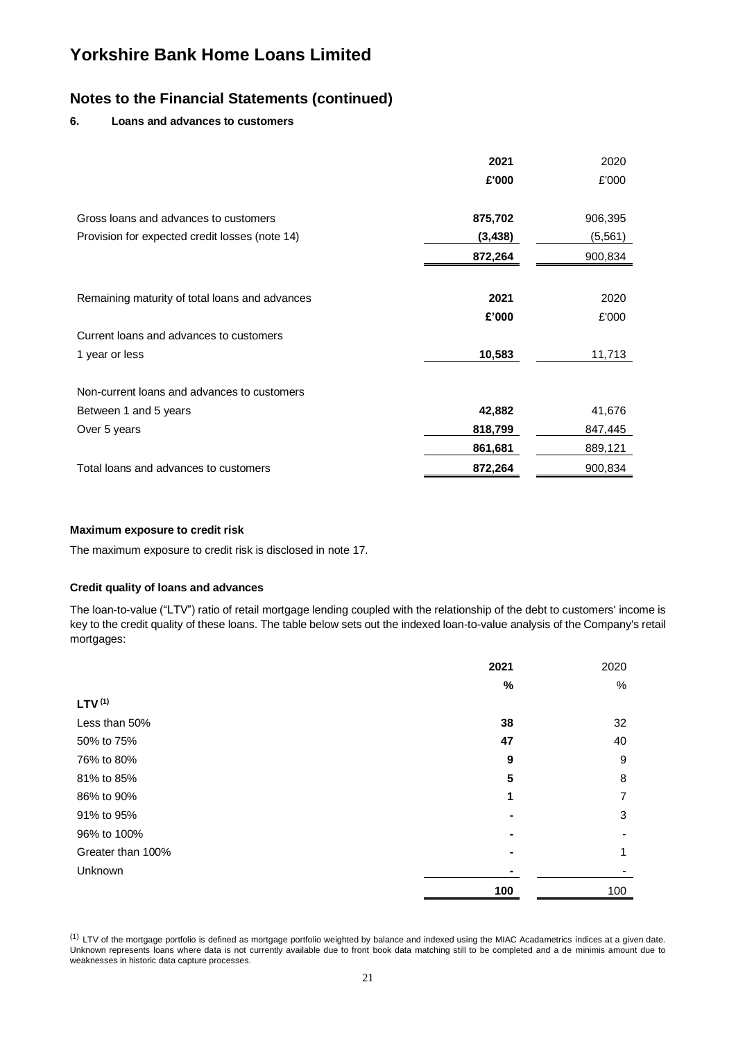# Yorkshire Bank Home Loans Limited

## Notes to the Financial Statements (continued)

### 6. Loans and advances to customers

| | 2021 | 2020 |
|---|---|---|
| | £'000 | £'000 |
| Gross loans and advances to customers | 875,702 | 906,395 |
| Provision for expected credit losses (note 14) | (3,438) | (5,561) |
| | 872,264 | 900,834 |

| Remaining maturity of total loans and advances | 2021 | 2020 |
|---|---|---|
| | £'000 | £'000 |
| Current loans and advances to customers | | |
| 1 year or less | 10,583 | 11,713 |
| Non-current loans and advances to customers | | |
| Between 1 and 5 years | 42,882 | 41,676 |
| Over 5 years | 818,799 | 847,445 |
| | 861,681 | 889,121 |
| Total loans and advances to customers | 872,264 | 900,834 |

**Maximum exposure to credit risk**

The maximum exposure to credit risk is disclosed in note 17.

**Credit quality of loans and advances**

The loan-to-value ("LTV") ratio of retail mortgage lending coupled with the relationship of the debt to customers' income is key to the credit quality of these loans. The table below sets out the indexed loan-to-value analysis of the Company's retail mortgages:

| | 2021 | 2020 |
|---|---|---|
| | % | % |
| **LTV [1]** | | |
| Less than 50% | 38 | 32 |
| 50% to 75% | 47 | 40 |
| 76% to 80% | 9 | 9 |
| 81% to 85% | 5 | 8 |
| 86% to 90% | 1 | 7 |
| 91% to 95% | - | 3 |
| 96% to 100% | - | - |
| Greater than 100% | - | 1 |
| Unknown | - | - |
| | 100 | 100 |

[1] LTV of the mortgage portfolio is defined as mortgage portfolio weighted by balance and indexed using the MIAC Acadametrics indices at a given date. Unknown represents loans where data is not currently available due to front book data matching still to be completed and a de minimis amount due to weaknesses in historic data capture processes.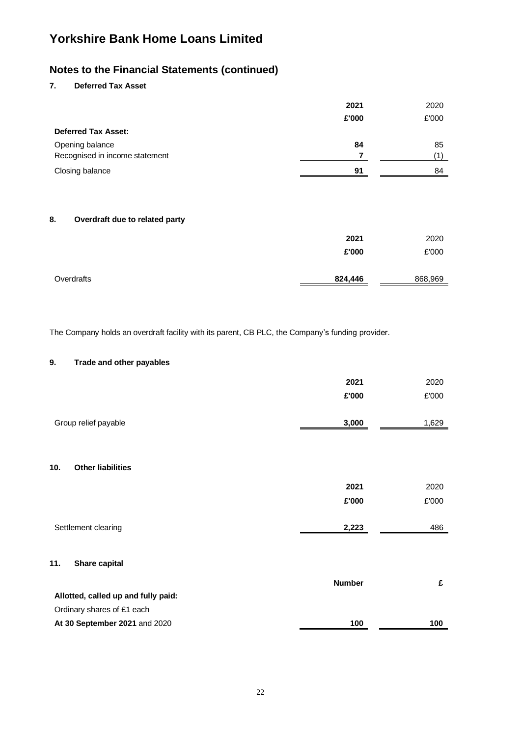# Yorkshire Bank Home Loans Limited

## Notes to the Financial Statements (continued)

### 7. Deferred Tax Asset

| | **2021** | 2020 |
|---|---|---|
| | **£'000** | £'000 |
| **Deferred Tax Asset:** | | |
| Opening balance | **84** | 85 |
| Recognised in income statement | **7** | (1) |
| Closing balance | **91** | 84 |

### 8. Overdraft due to related party

| | **2021** | 2020 |
|---|---|---|
| | **£'000** | £'000 |
| Overdrafts | **824,446** | 868,969 |

The Company holds an overdraft facility with its parent, CB PLC, the Company's funding provider.

### 9. Trade and other payables

| | **2021** | 2020 |
|---|---|---|
| | **£'000** | £'000 |
| Group relief payable | **3,000** | 1,629 |

### 10. Other liabilities

| | **2021** | 2020 |
|---|---|---|
| | **£'000** | £'000 |
| Settlement clearing | **2,223** | 486 |

### 11. Share capital

| | **Number** | **£** |
|---|---|---|
| **Allotted, called up and fully paid:** | | |
| Ordinary shares of £1 each | | |
| **At 30 September 2021** and 2020 | **100** | **100** |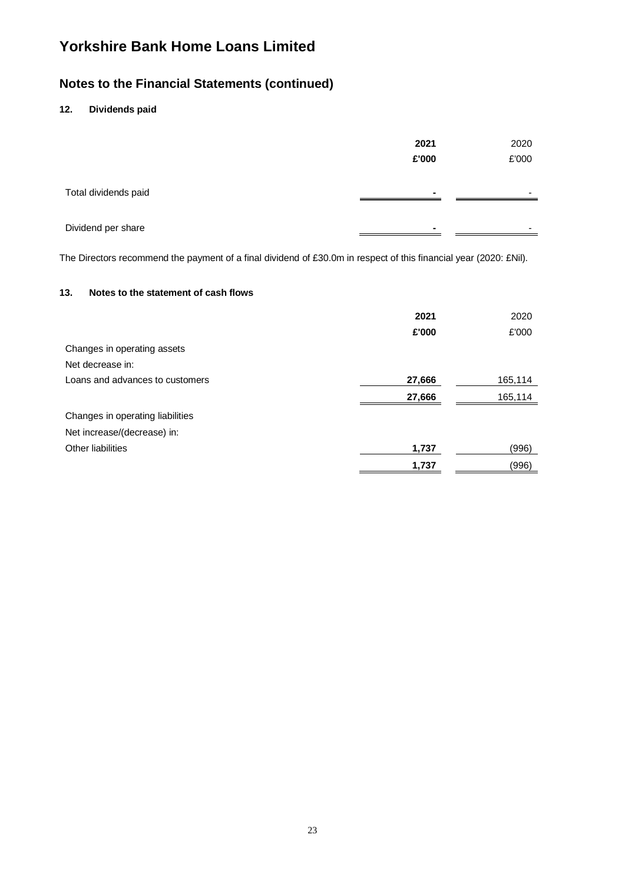# Yorkshire Bank Home Loans Limited

## Notes to the Financial Statements (continued)

### 12. Dividends paid

| | **2021** | 2020 |
|---|---|---|
| | **£'000** | £'000 |
| Total dividends paid | **-** | - |
| Dividend per share | **-** | - |

The Directors recommend the payment of a final dividend of £30.0m in respect of this financial year (2020: £Nil).

### 13. Notes to the statement of cash flows

| | **2021** | 2020 |
|---|---|---|
| | **£'000** | £'000 |
| Changes in operating assets | | |
| Net decrease in: | | |
| Loans and advances to customers | **27,666** | 165,114 |
| | **27,666** | 165,114 |
| Changes in operating liabilities | | |
| Net increase/(decrease) in: | | |
| Other liabilities | **1,737** | (996) |
| | **1,737** | (996) |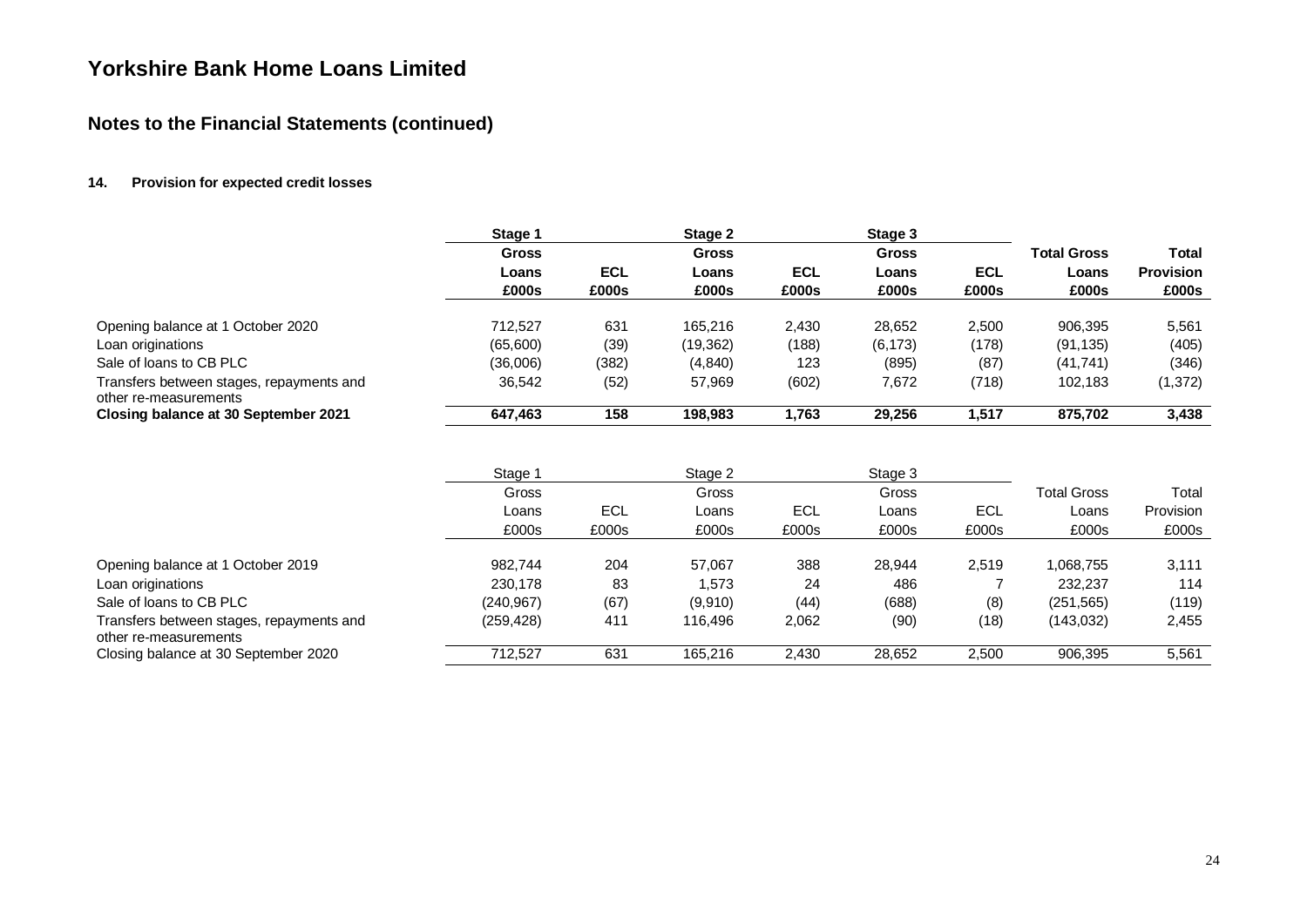# Yorkshire Bank Home Loans Limited

## Notes to the Financial Statements (continued)

### 14. Provision for expected credit losses

| | **Stage 1** | | **Stage 2** | | **Stage 3** | | | |
|---|---|---|---|---|---|---|---|---|
| | **Gross Loans £000s** | **ECL £000s** | **Gross Loans £000s** | **ECL £000s** | **Gross Loans £000s** | **ECL £000s** | **Total Gross Loans £000s** | **Total Provision £000s** |
| Opening balance at 1 October 2020 | 712,527 | 631 | 165,216 | 2,430 | 28,652 | 2,500 | 906,395 | 5,561 |
| Loan originations | (65,600) | (39) | (19,362) | (188) | (6,173) | (178) | (91,135) | (405) |
| Sale of loans to CB PLC | (36,006) | (382) | (4,840) | 123 | (895) | (87) | (41,741) | (346) |
| Transfers between stages, repayments and other re-measurements | 36,542 | (52) | 57,969 | (602) | 7,672 | (718) | 102,183 | (1,372) |
| **Closing balance at 30 September 2021** | **647,463** | **158** | **198,983** | **1,763** | **29,256** | **1,517** | **875,702** | **3,438** |

| | Stage 1 | | Stage 2 | | Stage 3 | | | |
|---|---|---|---|---|---|---|---|---|
| | Gross Loans £000s | ECL £000s | Gross Loans £000s | ECL £000s | Gross Loans £000s | ECL £000s | Total Gross Loans £000s | Total Provision £000s |
| Opening balance at 1 October 2019 | 982,744 | 204 | 57,067 | 388 | 28,944 | 2,519 | 1,068,755 | 3,111 |
| Loan originations | 230,178 | 83 | 1,573 | 24 | 486 | 7 | 232,237 | 114 |
| Sale of loans to CB PLC | (240,967) | (67) | (9,910) | (44) | (688) | (8) | (251,565) | (119) |
| Transfers between stages, repayments and other re-measurements | (259,428) | 411 | 116,496 | 2,062 | (90) | (18) | (143,032) | 2,455 |
| Closing balance at 30 September 2020 | 712,527 | 631 | 165,216 | 2,430 | 28,652 | 2,500 | 906,395 | 5,561 |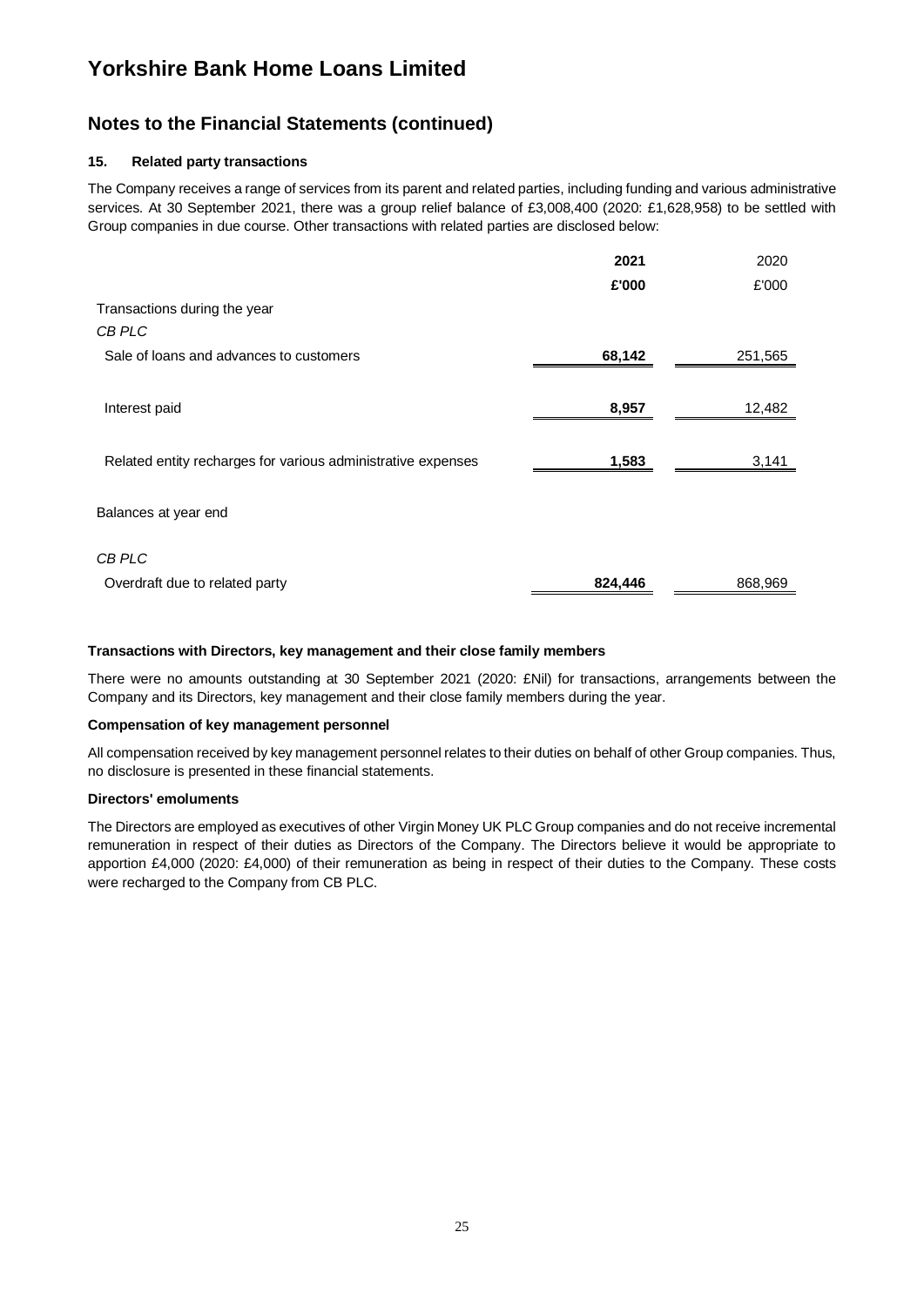# Yorkshire Bank Home Loans Limited

## Notes to the Financial Statements (continued)

### 15. Related party transactions

The Company receives a range of services from its parent and related parties, including funding and various administrative services. At 30 September 2021, there was a group relief balance of £3,008,400 (2020: £1,628,958) to be settled with Group companies in due course. Other transactions with related parties are disclosed below:

| | **2021** | 2020 |
|---|---|---|
| | **£'000** | £'000 |
| Transactions during the year | | |
| *CB PLC* | | |
| Sale of loans and advances to customers | **68,142** | 251,565 |
| Interest paid | **8,957** | 12,482 |
| Related entity recharges for various administrative expenses | **1,583** | 3,141 |
| Balances at year end | | |
| *CB PLC* | | |
| Overdraft due to related party | **824,446** | 868,969 |

**Transactions with Directors, key management and their close family members**

There were no amounts outstanding at 30 September 2021 (2020: £Nil) for transactions, arrangements between the Company and its Directors, key management and their close family members during the year.

**Compensation of key management personnel**

All compensation received by key management personnel relates to their duties on behalf of other Group companies. Thus, no disclosure is presented in these financial statements.

**Directors' emoluments**

The Directors are employed as executives of other Virgin Money UK PLC Group companies and do not receive incremental remuneration in respect of their duties as Directors of the Company. The Directors believe it would be appropriate to apportion £4,000 (2020: £4,000) of their remuneration as being in respect of their duties to the Company. These costs were recharged to the Company from CB PLC.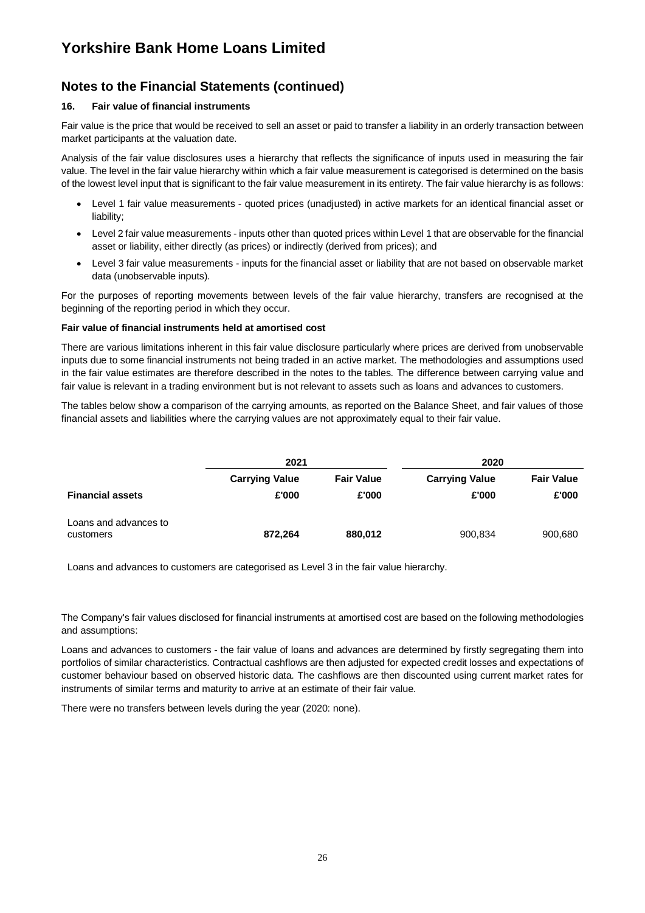# Yorkshire Bank Home Loans Limited

## Notes to the Financial Statements (continued)

### 16. Fair value of financial instruments

Fair value is the price that would be received to sell an asset or paid to transfer a liability in an orderly transaction between market participants at the valuation date.

Analysis of the fair value disclosures uses a hierarchy that reflects the significance of inputs used in measuring the fair value. The level in the fair value hierarchy within which a fair value measurement is categorised is determined on the basis of the lowest level input that is significant to the fair value measurement in its entirety. The fair value hierarchy is as follows:

- Level 1 fair value measurements - quoted prices (unadjusted) in active markets for an identical financial asset or liability;
- Level 2 fair value measurements - inputs other than quoted prices within Level 1 that are observable for the financial asset or liability, either directly (as prices) or indirectly (derived from prices); and
- Level 3 fair value measurements - inputs for the financial asset or liability that are not based on observable market data (unobservable inputs).

For the purposes of reporting movements between levels of the fair value hierarchy, transfers are recognised at the beginning of the reporting period in which they occur.

**Fair value of financial instruments held at amortised cost**

There are various limitations inherent in this fair value disclosure particularly where prices are derived from unobservable inputs due to some financial instruments not being traded in an active market. The methodologies and assumptions used in the fair value estimates are therefore described in the notes to the tables. The difference between carrying value and fair value is relevant in a trading environment but is not relevant to assets such as loans and advances to customers.

The tables below show a comparison of the carrying amounts, as reported on the Balance Sheet, and fair values of those financial assets and liabilities where the carrying values are not approximately equal to their fair value.

| | 2021 | | 2020 | |
|---|---|---|---|---|
| | **Carrying Value** | **Fair Value** | **Carrying Value** | **Fair Value** |
| **Financial assets** | **£'000** | **£'000** | **£'000** | **£'000** |
| Loans and advances to customers | **872,264** | **880,012** | 900,834 | 900,680 |

Loans and advances to customers are categorised as Level 3 in the fair value hierarchy.

The Company's fair values disclosed for financial instruments at amortised cost are based on the following methodologies and assumptions:

Loans and advances to customers - the fair value of loans and advances are determined by firstly segregating them into portfolios of similar characteristics. Contractual cashflows are then adjusted for expected credit losses and expectations of customer behaviour based on observed historic data. The cashflows are then discounted using current market rates for instruments of similar terms and maturity to arrive at an estimate of their fair value.

There were no transfers between levels during the year (2020: none).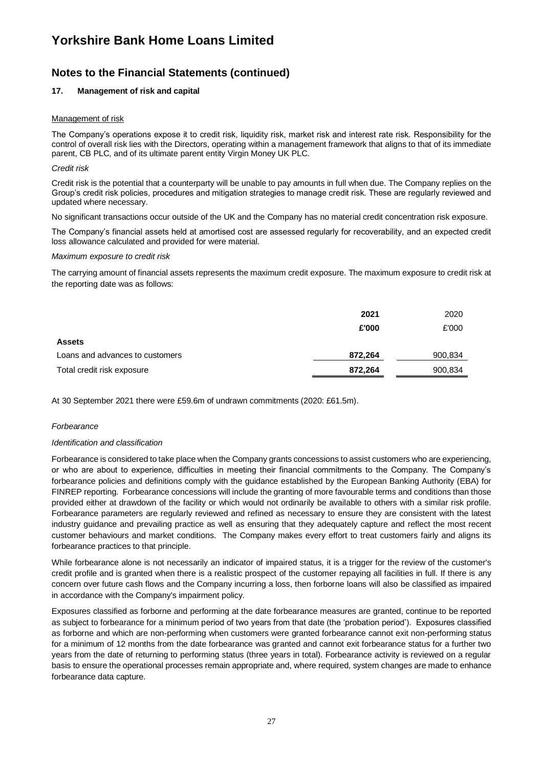# Yorkshire Bank Home Loans Limited

## Notes to the Financial Statements (continued)

### 17. Management of risk and capital

Management of risk

The Company's operations expose it to credit risk, liquidity risk, market risk and interest rate risk. Responsibility for the control of overall risk lies with the Directors, operating within a management framework that aligns to that of its immediate parent, CB PLC, and of its ultimate parent entity Virgin Money UK PLC.

*Credit risk*

Credit risk is the potential that a counterparty will be unable to pay amounts in full when due. The Company replies on the Group's credit risk policies, procedures and mitigation strategies to manage credit risk. These are regularly reviewed and updated where necessary.

No significant transactions occur outside of the UK and the Company has no material credit concentration risk exposure.

The Company's financial assets held at amortised cost are assessed regularly for recoverability, and an expected credit loss allowance calculated and provided for were material.

*Maximum exposure to credit risk*

The carrying amount of financial assets represents the maximum credit exposure. The maximum exposure to credit risk at the reporting date was as follows:

| | **2021** | 2020 |
|---|---|---|
| | **£'000** | £'000 |
| **Assets** | | |
| Loans and advances to customers | **872,264** | 900,834 |
| Total credit risk exposure | **872,264** | 900,834 |

At 30 September 2021 there were £59.6m of undrawn commitments (2020: £61.5m).

*Forbearance*

*Identification and classification*

Forbearance is considered to take place when the Company grants concessions to assist customers who are experiencing, or who are about to experience, difficulties in meeting their financial commitments to the Company. The Company's forbearance policies and definitions comply with the guidance established by the European Banking Authority (EBA) for FINREP reporting. Forbearance concessions will include the granting of more favourable terms and conditions than those provided either at drawdown of the facility or which would not ordinarily be available to others with a similar risk profile. Forbearance parameters are regularly reviewed and refined as necessary to ensure they are consistent with the latest industry guidance and prevailing practice as well as ensuring that they adequately capture and reflect the most recent customer behaviours and market conditions. The Company makes every effort to treat customers fairly and aligns its forbearance practices to that principle.

While forbearance alone is not necessarily an indicator of impaired status, it is a trigger for the review of the customer's credit profile and is granted when there is a realistic prospect of the customer repaying all facilities in full. If there is any concern over future cash flows and the Company incurring a loss, then forborne loans will also be classified as impaired in accordance with the Company's impairment policy.

Exposures classified as forborne and performing at the date forbearance measures are granted, continue to be reported as subject to forbearance for a minimum period of two years from that date (the 'probation period'). Exposures classified as forborne and which are non-performing when customers were granted forbearance cannot exit non-performing status for a minimum of 12 months from the date forbearance was granted and cannot exit forbearance status for a further two years from the date of returning to performing status (three years in total). Forbearance activity is reviewed on a regular basis to ensure the operational processes remain appropriate and, where required, system changes are made to enhance forbearance data capture.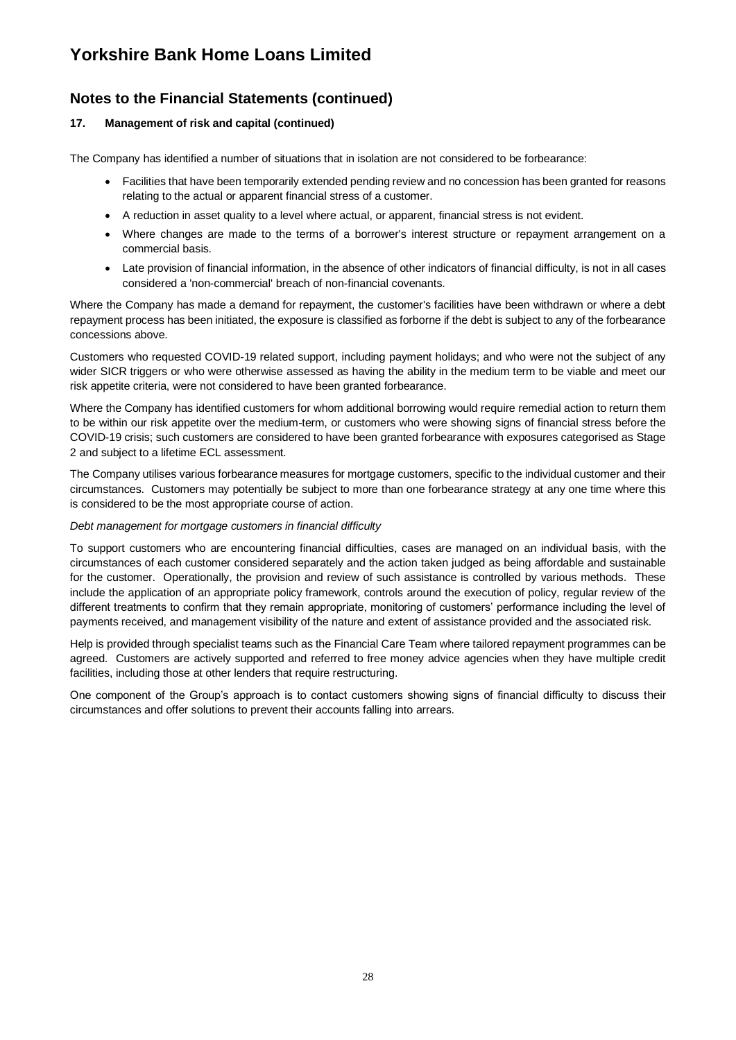# Yorkshire Bank Home Loans Limited

## Notes to the Financial Statements (continued)

### 17. Management of risk and capital (continued)

The Company has identified a number of situations that in isolation are not considered to be forbearance:

- Facilities that have been temporarily extended pending review and no concession has been granted for reasons relating to the actual or apparent financial stress of a customer.
- A reduction in asset quality to a level where actual, or apparent, financial stress is not evident.
- Where changes are made to the terms of a borrower's interest structure or repayment arrangement on a commercial basis.
- Late provision of financial information, in the absence of other indicators of financial difficulty, is not in all cases considered a 'non-commercial' breach of non-financial covenants.

Where the Company has made a demand for repayment, the customer's facilities have been withdrawn or where a debt repayment process has been initiated, the exposure is classified as forborne if the debt is subject to any of the forbearance concessions above.

Customers who requested COVID-19 related support, including payment holidays; and who were not the subject of any wider SICR triggers or who were otherwise assessed as having the ability in the medium term to be viable and meet our risk appetite criteria, were not considered to have been granted forbearance.

Where the Company has identified customers for whom additional borrowing would require remedial action to return them to be within our risk appetite over the medium-term, or customers who were showing signs of financial stress before the COVID-19 crisis; such customers are considered to have been granted forbearance with exposures categorised as Stage 2 and subject to a lifetime ECL assessment.

The Company utilises various forbearance measures for mortgage customers, specific to the individual customer and their circumstances. Customers may potentially be subject to more than one forbearance strategy at any one time where this is considered to be the most appropriate course of action.

*Debt management for mortgage customers in financial difficulty*

To support customers who are encountering financial difficulties, cases are managed on an individual basis, with the circumstances of each customer considered separately and the action taken judged as being affordable and sustainable for the customer. Operationally, the provision and review of such assistance is controlled by various methods. These include the application of an appropriate policy framework, controls around the execution of policy, regular review of the different treatments to confirm that they remain appropriate, monitoring of customers' performance including the level of payments received, and management visibility of the nature and extent of assistance provided and the associated risk.

Help is provided through specialist teams such as the Financial Care Team where tailored repayment programmes can be agreed. Customers are actively supported and referred to free money advice agencies when they have multiple credit facilities, including those at other lenders that require restructuring.

One component of the Group's approach is to contact customers showing signs of financial difficulty to discuss their circumstances and offer solutions to prevent their accounts falling into arrears.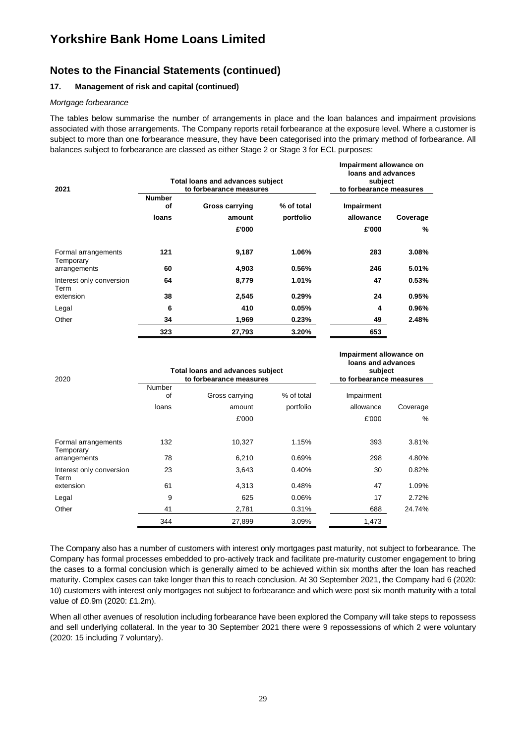# Yorkshire Bank Home Loans Limited

## Notes to the Financial Statements (continued)

### 17. Management of risk and capital (continued)

*Mortgage forbearance*

The tables below summarise the number of arrangements in place and the loan balances and impairment provisions associated with those arrangements. The Company reports retail forbearance at the exposure level. Where a customer is subject to more than one forbearance measure, they have been categorised into the primary method of forbearance. All balances subject to forbearance are classed as either Stage 2 or Stage 3 for ECL purposes:

| **2021** | **Total loans and advances subject to forbearance measures** | | | **Impairment allowance on loans and advances subject to forbearance measures** | |
|---|---|---|---|---|---|
| | **Number of loans** | **Gross carrying amount £'000** | **% of total portfolio** | **Impairment allowance £'000** | **Coverage %** |
| Formal arrangements | **121** | **9,187** | **1.06%** | **283** | **3.08%** |
| Temporary arrangements | **60** | **4,903** | **0.56%** | **246** | **5.01%** |
| Interest only conversion | **64** | **8,779** | **1.01%** | **47** | **0.53%** |
| Term extension | **38** | **2,545** | **0.29%** | **24** | **0.95%** |
| Legal | **6** | **410** | **0.05%** | **4** | **0.96%** |
| Other | **34** | **1,969** | **0.23%** | **49** | **2.48%** |
| | **323** | **27,793** | **3.20%** | **653** | |

| 2020 | Total loans and advances subject to forbearance measures | | | Impairment allowance on loans and advances subject to forbearance measures | |
|---|---|---|---|---|---|
| | Number of loans | Gross carrying amount £'000 | % of total portfolio | Impairment allowance £'000 | Coverage % |
| Formal arrangements | 132 | 10,327 | 1.15% | 393 | 3.81% |
| Temporary arrangements | 78 | 6,210 | 0.69% | 298 | 4.80% |
| Interest only conversion | 23 | 3,643 | 0.40% | 30 | 0.82% |
| Term extension | 61 | 4,313 | 0.48% | 47 | 1.09% |
| Legal | 9 | 625 | 0.06% | 17 | 2.72% |
| Other | 41 | 2,781 | 0.31% | 688 | 24.74% |
| | 344 | 27,899 | 3.09% | 1,473 | |

The Company also has a number of customers with interest only mortgages past maturity, not subject to forbearance. The Company has formal processes embedded to pro-actively track and facilitate pre-maturity customer engagement to bring the cases to a formal conclusion which is generally aimed to be achieved within six months after the loan has reached maturity. Complex cases can take longer than this to reach conclusion. At 30 September 2021, the Company had 6 (2020: 10) customers with interest only mortgages not subject to forbearance and which were post six month maturity with a total value of £0.9m (2020: £1.2m).

When all other avenues of resolution including forbearance have been explored the Company will take steps to repossess and sell underlying collateral. In the year to 30 September 2021 there were 9 repossessions of which 2 were voluntary (2020: 15 including 7 voluntary).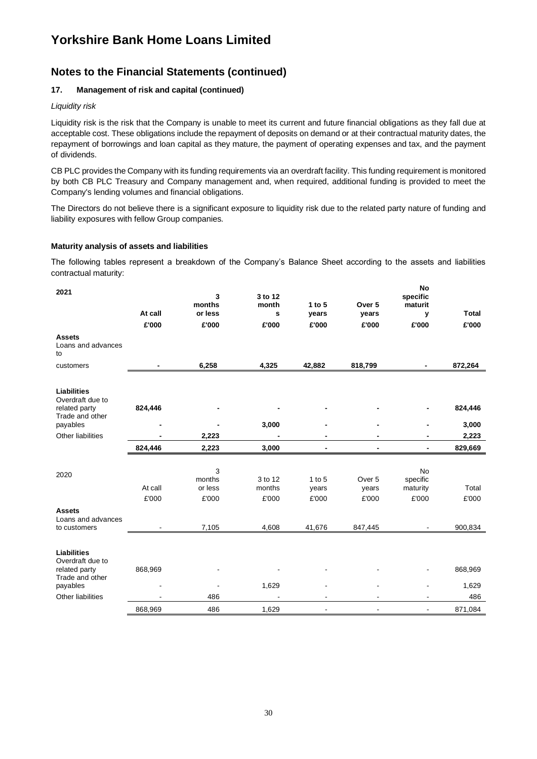# Yorkshire Bank Home Loans Limited

## Notes to the Financial Statements (continued)

### 17. Management of risk and capital (continued)

*Liquidity risk*

Liquidity risk is the risk that the Company is unable to meet its current and future financial obligations as they fall due at acceptable cost. These obligations include the repayment of deposits on demand or at their contractual maturity dates, the repayment of borrowings and loan capital as they mature, the payment of operating expenses and tax, and the payment of dividends.

CB PLC provides the Company with its funding requirements via an overdraft facility. This funding requirement is monitored by both CB PLC Treasury and Company management and, when required, additional funding is provided to meet the Company's lending volumes and financial obligations.

The Directors do not believe there is a significant exposure to liquidity risk due to the related party nature of funding and liability exposures with fellow Group companies.

**Maturity analysis of assets and liabilities**

The following tables represent a breakdown of the Company's Balance Sheet according to the assets and liabilities contractual maturity:

| **2021** | **At call** | **3 months or less** | **3 to 12 months** | **1 to 5 years** | **Over 5 years** | **No specific maturity** | **Total** |
|---|---|---|---|---|---|---|---|
| | **£'000** | **£'000** | **£'000** | **£'000** | **£'000** | **£'000** | **£'000** |
| **Assets** | | | | | | | |
| Loans and advances to customers | **-** | **6,258** | **4,325** | **42,882** | **818,799** | **-** | **872,264** |
| **Liabilities** | | | | | | | |
| Overdraft due to related party | **824,446** | **-** | **-** | **-** | **-** | **-** | **824,446** |
| Trade and other payables | **-** | **-** | **3,000** | **-** | **-** | **-** | **3,000** |
| Other liabilities | **-** | **2,223** | **-** | **-** | **-** | **-** | **2,223** |
| | **824,446** | **2,223** | **3,000** | **-** | **-** | **-** | **829,669** |

| 2020 | At call | 3 months or less | 3 to 12 months | 1 to 5 years | Over 5 years | No specific maturity | Total |
|---|---|---|---|---|---|---|---|
| | £'000 | £'000 | £'000 | £'000 | £'000 | £'000 | £'000 |
| **Assets** | | | | | | | |
| Loans and advances to customers | - | 7,105 | 4,608 | 41,676 | 847,445 | - | 900,834 |
| **Liabilities** | | | | | | | |
| Overdraft due to related party | 868,969 | - | - | - | - | - | 868,969 |
| Trade and other payables | - | - | 1,629 | - | - | - | 1,629 |
| Other liabilities | - | 486 | - | - | - | - | 486 |
| | 868,969 | 486 | 1,629 | - | - | - | 871,084 |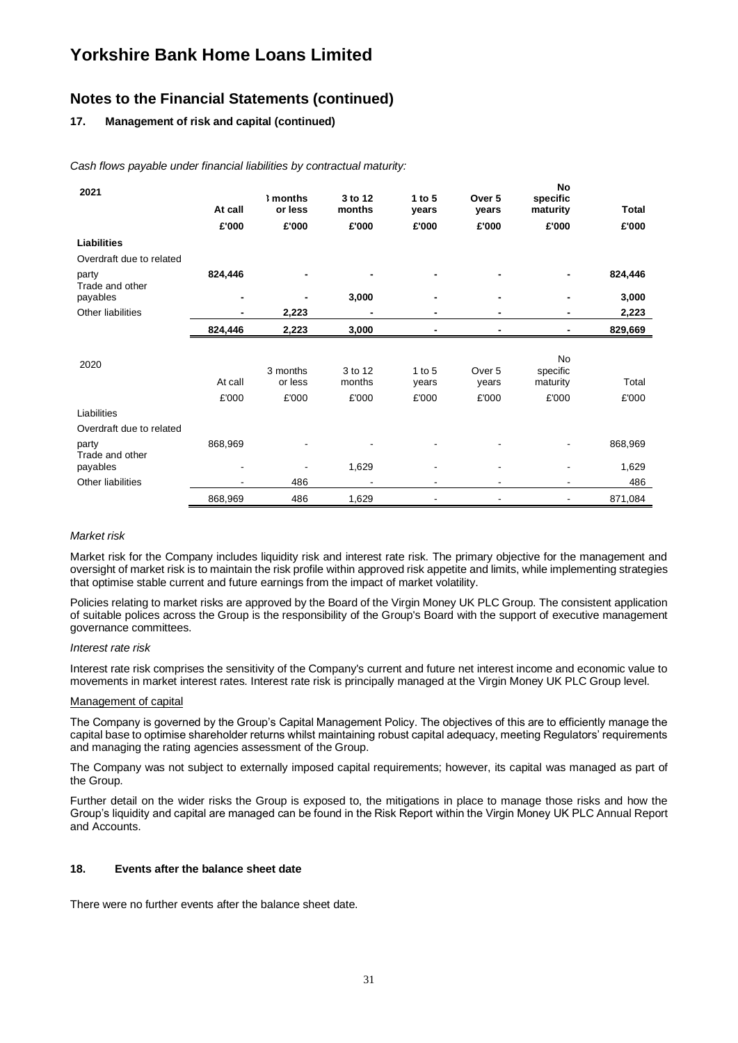# Yorkshire Bank Home Loans Limited

## Notes to the Financial Statements (continued)

### 17. Management of risk and capital (continued)

*Cash flows payable under financial liabilities by contractual maturity:*

| **2021** | **At call** | **3 months or less** | **3 to 12 months** | **1 to 5 years** | **Over 5 years** | **No specific maturity** | **Total** |
|---|---|---|---|---|---|---|---|
| | **£'000** | **£'000** | **£'000** | **£'000** | **£'000** | **£'000** | **£'000** |
| **Liabilities** | | | | | | | |
| Overdraft due to related party | **824,446** | **-** | **-** | **-** | **-** | **-** | **824,446** |
| Trade and other payables | **-** | **-** | **3,000** | **-** | **-** | **-** | **3,000** |
| Other liabilities | **-** | **2,223** | **-** | **-** | **-** | **-** | **2,223** |
| | **824,446** | **2,223** | **3,000** | **-** | **-** | **-** | **829,669** |

| 2020 | At call | 3 months or less | 3 to 12 months | 1 to 5 years | Over 5 years | No specific maturity | Total |
|---|---|---|---|---|---|---|---|
| | £'000 | £'000 | £'000 | £'000 | £'000 | £'000 | £'000 |
| Liabilities | | | | | | | |
| Overdraft due to related party | 868,969 | - | - | - | - | - | 868,969 |
| Trade and other payables | - | - | 1,629 | - | - | - | 1,629 |
| Other liabilities | - | 486 | - | - | - | - | 486 |
| | 868,969 | 486 | 1,629 | - | - | - | 871,084 |

*Market risk*

Market risk for the Company includes liquidity risk and interest rate risk. The primary objective for the management and oversight of market risk is to maintain the risk profile within approved risk appetite and limits, while implementing strategies that optimise stable current and future earnings from the impact of market volatility.

Policies relating to market risks are approved by the Board of the Virgin Money UK PLC Group. The consistent application of suitable polices across the Group is the responsibility of the Group's Board with the support of executive management governance committees.

*Interest rate risk*

Interest rate risk comprises the sensitivity of the Company's current and future net interest income and economic value to movements in market interest rates. Interest rate risk is principally managed at the Virgin Money UK PLC Group level.

Management of capital

The Company is governed by the Group's Capital Management Policy. The objectives of this are to efficiently manage the capital base to optimise shareholder returns whilst maintaining robust capital adequacy, meeting Regulators' requirements and managing the rating agencies assessment of the Group.

The Company was not subject to externally imposed capital requirements; however, its capital was managed as part of the Group.

Further detail on the wider risks the Group is exposed to, the mitigations in place to manage those risks and how the Group's liquidity and capital are managed can be found in the Risk Report within the Virgin Money UK PLC Annual Report and Accounts.

### 18. Events after the balance sheet date

There were no further events after the balance sheet date.